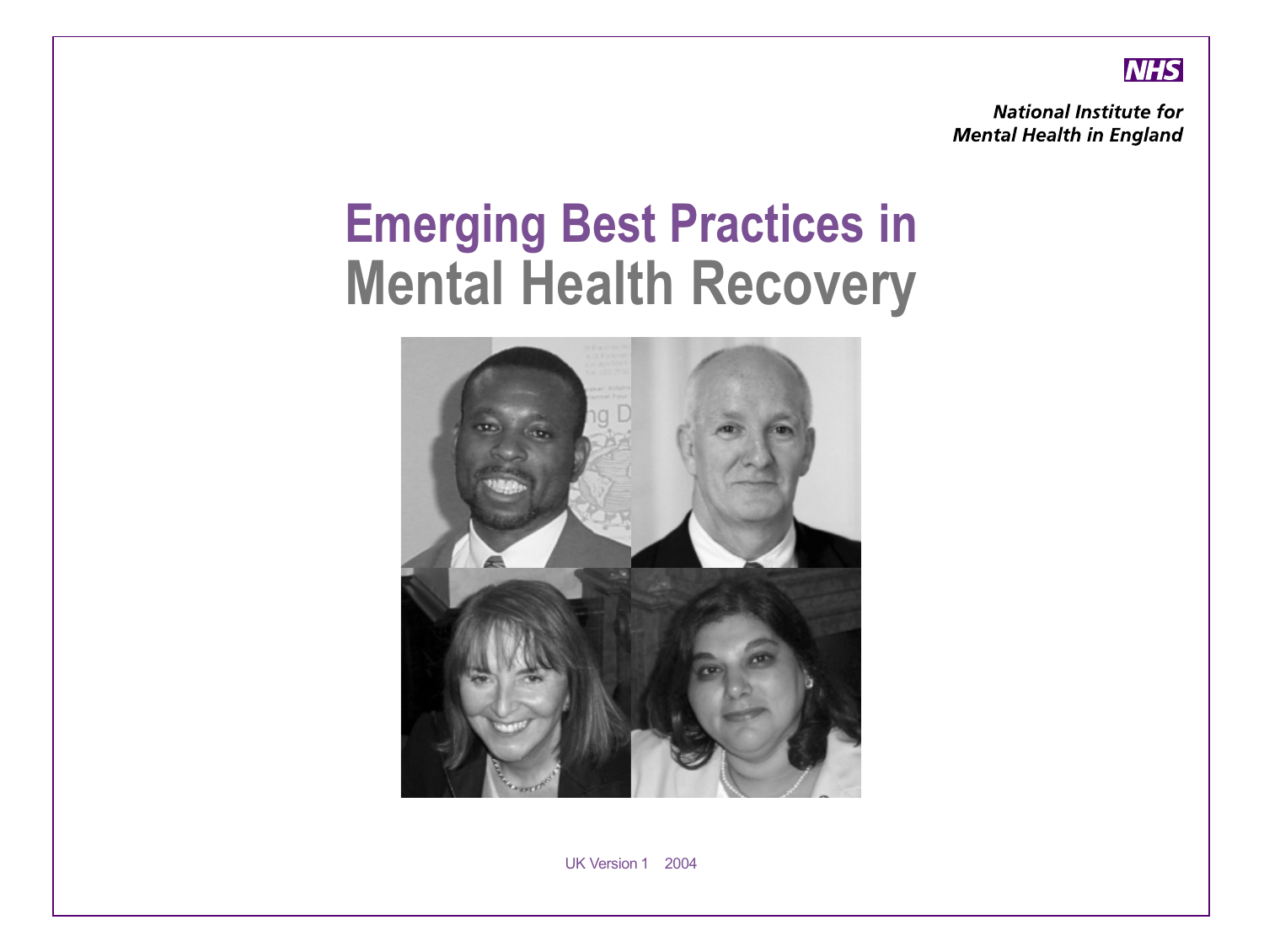NHS

***National Institute for Mental Health in England***

# Emerging Best Practices in Mental Health Recovery

UK Version 1 2004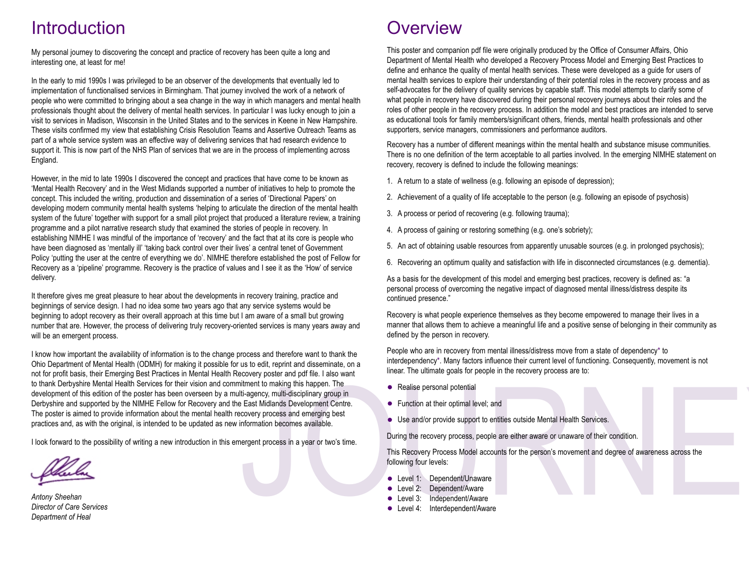# Introduction

My personal journey to discovering the concept and practice of recovery has been quite a long and interesting one, at least for me!

In the early to mid 1990s I was privileged to be an observer of the developments that eventually led to implementation of functionalised services in Birmingham. That journey involved the work of a network of people who were committed to bringing about a sea change in the way in which managers and mental health professionals thought about the delivery of mental health services. In particular I was lucky enough to join a visit to services in Madison, Wisconsin in the United States and to the services in Keene in New Hampshire. These visits confirmed my view that establishing Crisis Resolution Teams and Assertive Outreach Teams as part of a whole service system was an effective way of delivering services that had research evidence to support it. This is now part of the NHS Plan of services that we are in the process of implementing across England.

However, in the mid to late 1990s I discovered the concept and practices that have come to be known as 'Mental Health Recovery' and in the West Midlands supported a number of initiatives to help to promote the concept. This included the writing, production and dissemination of a series of 'Directional Papers' on developing modern community mental health systems 'helping to articulate the direction of the mental health system of the future' together with support for a small pilot project that produced a literature review, a training programme and a pilot narrative research study that examined the stories of people in recovery. In establishing NIMHE I was mindful of the importance of 'recovery' and the fact that at its core is people who have been diagnosed as 'mentally ill' 'taking back control over their lives' a central tenet of Government Policy 'putting the user at the centre of everything we do'. NIMHE therefore established the post of Fellow for Recovery as a 'pipeline' programme. Recovery is the practice of values and I see it as the 'How' of service delivery.

It therefore gives me great pleasure to hear about the developments in recovery training, practice and beginnings of service design. I had no idea some two years ago that any service systems would be beginning to adopt recovery as their overall approach at this time but I am aware of a small but growing number that are. However, the process of delivering truly recovery-oriented services is many years away and will be an emergent process.

I know how important the availability of information is to the change process and therefore want to thank the Ohio Department of Mental Health (ODMH) for making it possible for us to edit, reprint and disseminate, on a not for profit basis, their Emerging Best Practices in Mental Health Recovery poster and pdf file. I also want to thank Derbyshire Mental Health Services for their vision and commitment to making this happen. The development of this edition of the poster has been overseen by a multi-agency, multi-disciplinary group in Derbyshire and supported by the NIMHE Fellow for Recovery and the East Midlands Development Centre. The poster is aimed to provide information about the mental health recovery process and emerging best practices and, as with the original, is intended to be updated as new information becomes available.

I look forward to the possibility of writing a new introduction in this emergent process in a year or two's time.

*Antony Sheehan*
*Director of Care Services*
*Department of Heal*

# Overview

This poster and companion pdf file were originally produced by the Office of Consumer Affairs, Ohio Department of Mental Health who developed a Recovery Process Model and Emerging Best Practices to define and enhance the quality of mental health services. These were developed as a guide for users of mental health services to explore their understanding of their potential roles in the recovery process and as self-advocates for the delivery of quality services by capable staff. This model attempts to clarify some of what people in recovery have discovered during their personal recovery journeys about their roles and the roles of other people in the recovery process. In addition the model and best practices are intended to serve as educational tools for family members/significant others, friends, mental health professionals and other supporters, service managers, commissioners and performance auditors.

Recovery has a number of different meanings within the mental health and substance misuse communities. There is no one definition of the term acceptable to all parties involved. In the emerging NIMHE statement on recovery, recovery is defined to include the following meanings:

1. A return to a state of wellness (e.g. following an episode of depression);
2. Achievement of a quality of life acceptable to the person (e.g. following an episode of psychosis)
3. A process or period of recovering (e.g. following trauma);
4. A process of gaining or restoring something (e.g. one's sobriety);
5. An act of obtaining usable resources from apparently unusable sources (e.g. in prolonged psychosis);
6. Recovering an optimum quality and satisfaction with life in disconnected circumstances (e.g. dementia).

As a basis for the development of this model and emerging best practices, recovery is defined as: "a personal process of overcoming the negative impact of diagnosed mental illness/distress despite its continued presence."

Recovery is what people experience themselves as they become empowered to manage their lives in a manner that allows them to achieve a meaningful life and a positive sense of belonging in their community as defined by the person in recovery.

People who are in recovery from mental illness/distress move from a state of dependency* to interdependency*. Many factors influence their current level of functioning. Consequently, movement is not linear. The ultimate goals for people in the recovery process are to:

- Realise personal potential
- Function at their optimal level; and
- Use and/or provide support to entities outside Mental Health Services.

During the recovery process, people are either aware or unaware of their condition.

This Recovery Process Model accounts for the person's movement and degree of awareness across the following four levels:

- Level 1: Dependent/Unaware
- Level 2: Dependent/Aware
- Level 3: Independent/Aware
- Level 4: Interdependent/Aware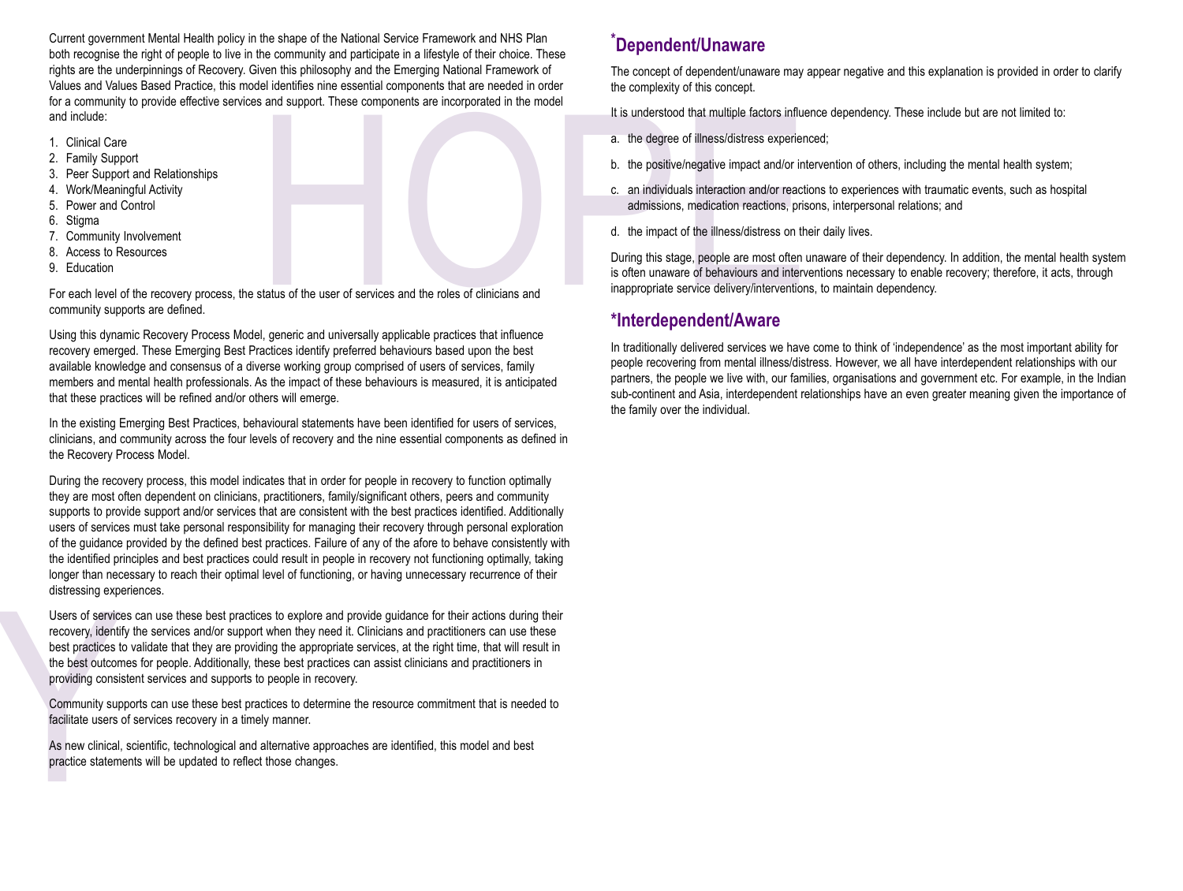Current government Mental Health policy in the shape of the National Service Framework and NHS Plan both recognise the right of people to live in the community and participate in a lifestyle of their choice. These rights are the underpinnings of Recovery. Given this philosophy and the Emerging National Framework of Values and Values Based Practice, this model identifies nine essential components that are needed in order for a community to provide effective services and support. These components are incorporated in the model and include:

1. Clinical Care
2. Family Support
3. Peer Support and Relationships
4. Work/Meaningful Activity
5. Power and Control
6. Stigma
7. Community Involvement
8. Access to Resources
9. Education

For each level of the recovery process, the status of the user of services and the roles of clinicians and community supports are defined.

Using this dynamic Recovery Process Model, generic and universally applicable practices that influence recovery emerged. These Emerging Best Practices identify preferred behaviours based upon the best available knowledge and consensus of a diverse working group comprised of users of services, family members and mental health professionals. As the impact of these behaviours is measured, it is anticipated that these practices will be refined and/or others will emerge.

In the existing Emerging Best Practices, behavioural statements have been identified for users of services, clinicians, and community across the four levels of recovery and the nine essential components as defined in the Recovery Process Model.

During the recovery process, this model indicates that in order for people in recovery to function optimally they are most often dependent on clinicians, practitioners, family/significant others, peers and community supports to provide support and/or services that are consistent with the best practices identified. Additionally users of services must take personal responsibility for managing their recovery through personal exploration of the guidance provided by the defined best practices. Failure of any of the afore to behave consistently with the identified principles and best practices could result in people in recovery not functioning optimally, taking longer than necessary to reach their optimal level of functioning, or having unnecessary recurrence of their distressing experiences.

Users of services can use these best practices to explore and provide guidance for their actions during their recovery, identify the services and/or support when they need it. Clinicians and practitioners can use these best practices to validate that they are providing the appropriate services, at the right time, that will result in the best outcomes for people. Additionally, these best practices can assist clinicians and practitioners in providing consistent services and supports to people in recovery.

Community supports can use these best practices to determine the resource commitment that is needed to facilitate users of services recovery in a timely manner.

As new clinical, scientific, technological and alternative approaches are identified, this model and best practice statements will be updated to reflect those changes.

## *Dependent/Unaware

The concept of dependent/unaware may appear negative and this explanation is provided in order to clarify the complexity of this concept.

It is understood that multiple factors influence dependency. These include but are not limited to:

a. the degree of illness/distress experienced;

b. the positive/negative impact and/or intervention of others, including the mental health system;

c. an individuals interaction and/or reactions to experiences with traumatic events, such as hospital admissions, medication reactions, prisons, interpersonal relations; and

d. the impact of the illness/distress on their daily lives.

During this stage, people are most often unaware of their dependency. In addition, the mental health system is often unaware of behaviours and interventions necessary to enable recovery; therefore, it acts, through inappropriate service delivery/interventions, to maintain dependency.

## *Interdependent/Aware

In traditionally delivered services we have come to think of 'independence' as the most important ability for people recovering from mental illness/distress. However, we all have interdependent relationships with our partners, the people we live with, our families, organisations and government etc. For example, in the Indian sub-continent and Asia, interdependent relationships have an even greater meaning given the importance of the family over the individual.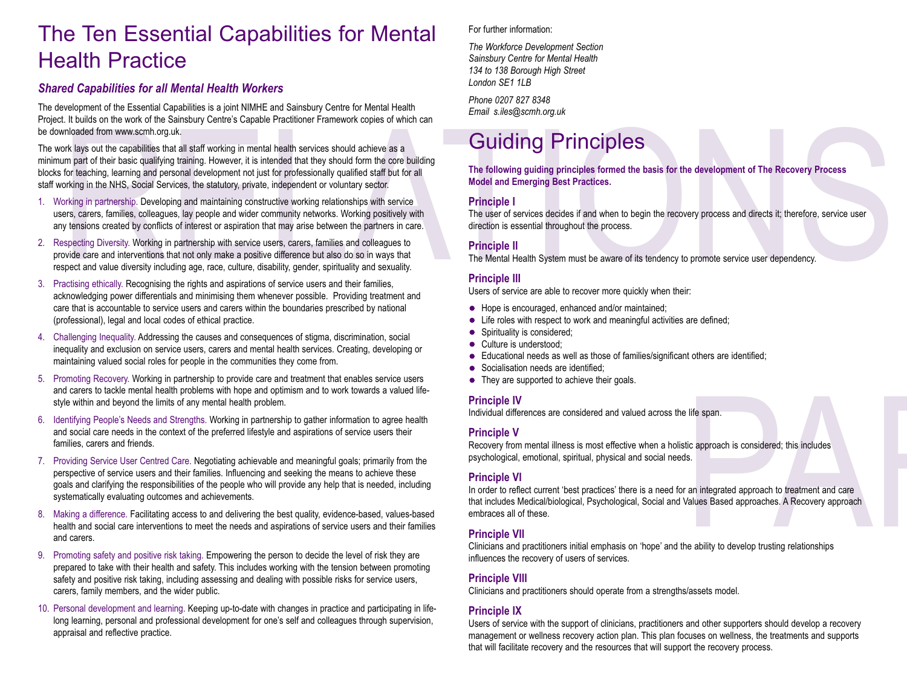# The Ten Essential Capabilities for Mental Health Practice

### *Shared Capabilities for all Mental Health Workers*

The development of the Essential Capabilities is a joint NIMHE and Sainsbury Centre for Mental Health Project. It builds on the work of the Sainsbury Centre's Capable Practitioner Framework copies of which can be downloaded from www.scmh.org.uk.

The work lays out the capabilities that all staff working in mental health services should achieve as a minimum part of their basic qualifying training. However, it is intended that they should form the core building blocks for teaching, learning and personal development not just for professionally qualified staff but for all staff working in the NHS, Social Services, the statutory, private, independent or voluntary sector.

1. Working in partnership. Developing and maintaining constructive working relationships with service users, carers, families, colleagues, lay people and wider community networks. Working positively with any tensions created by conflicts of interest or aspiration that may arise between the partners in care.
2. Respecting Diversity. Working in partnership with service users, carers, families and colleagues to provide care and interventions that not only make a positive difference but also do so in ways that respect and value diversity including age, race, culture, disability, gender, spirituality and sexuality.
3. Practising ethically. Recognising the rights and aspirations of service users and their families, acknowledging power differentials and minimising them whenever possible. Providing treatment and care that is accountable to service users and carers within the boundaries prescribed by national (professional), legal and local codes of ethical practice.
4. Challenging Inequality. Addressing the causes and consequences of stigma, discrimination, social inequality and exclusion on service users, carers and mental health services. Creating, developing or maintaining valued social roles for people in the communities they come from.
5. Promoting Recovery. Working in partnership to provide care and treatment that enables service users and carers to tackle mental health problems with hope and optimism and to work towards a valued life-style within and beyond the limits of any mental health problem.
6. Identifying People's Needs and Strengths. Working in partnership to gather information to agree health and social care needs in the context of the preferred lifestyle and aspirations of service users their families, carers and friends.
7. Providing Service User Centred Care. Negotiating achievable and meaningful goals; primarily from the perspective of service users and their families. Influencing and seeking the means to achieve these goals and clarifying the responsibilities of the people who will provide any help that is needed, including systematically evaluating outcomes and achievements.
8. Making a difference. Facilitating access to and delivering the best quality, evidence-based, values-based health and social care interventions to meet the needs and aspirations of service users and their families and carers.
9. Promoting safety and positive risk taking. Empowering the person to decide the level of risk they are prepared to take with their health and safety. This includes working with the tension between promoting safety and positive risk taking, including assessing and dealing with possible risks for service users, carers, family members, and the wider public.
10. Personal development and learning. Keeping up-to-date with changes in practice and participating in life-long learning, personal and professional development for one's self and colleagues through supervision, appraisal and reflective practice.

For further information:

*The Workforce Development Section*
*Sainsbury Centre for Mental Health*
*134 to 138 Borough High Street*
*London SE1 1LB*

*Phone 0207 827 8348*
*Email s.iles@scmh.org.uk*

# Guiding Principles

**The following guiding principles formed the basis for the development of The Recovery Process Model and Emerging Best Practices.**

### Principle I
The user of services decides if and when to begin the recovery process and directs it; therefore, service user direction is essential throughout the process.

### Principle II
The Mental Health System must be aware of its tendency to promote service user dependency.

### Principle III
Users of service are able to recover more quickly when their:

- Hope is encouraged, enhanced and/or maintained;
- Life roles with respect to work and meaningful activities are defined;
- Spirituality is considered;
- Culture is understood;
- Educational needs as well as those of families/significant others are identified;
- Socialisation needs are identified;
- They are supported to achieve their goals.

### Principle IV
Individual differences are considered and valued across the life span.

### Principle V
Recovery from mental illness is most effective when a holistic approach is considered; this includes psychological, emotional, spiritual, physical and social needs.

### Principle VI
In order to reflect current 'best practices' there is a need for an integrated approach to treatment and care that includes Medical/biological, Psychological, Social and Values Based approaches. A Recovery approach embraces all of these.

### Principle VII
Clinicians and practitioners initial emphasis on 'hope' and the ability to develop trusting relationships influences the recovery of users of services.

### Principle VIII
Clinicians and practitioners should operate from a strengths/assets model.

### Principle IX
Users of service with the support of clinicians, practitioners and other supporters should develop a recovery management or wellness recovery action plan. This plan focuses on wellness, the treatments and supports that will facilitate recovery and the resources that will support the recovery process.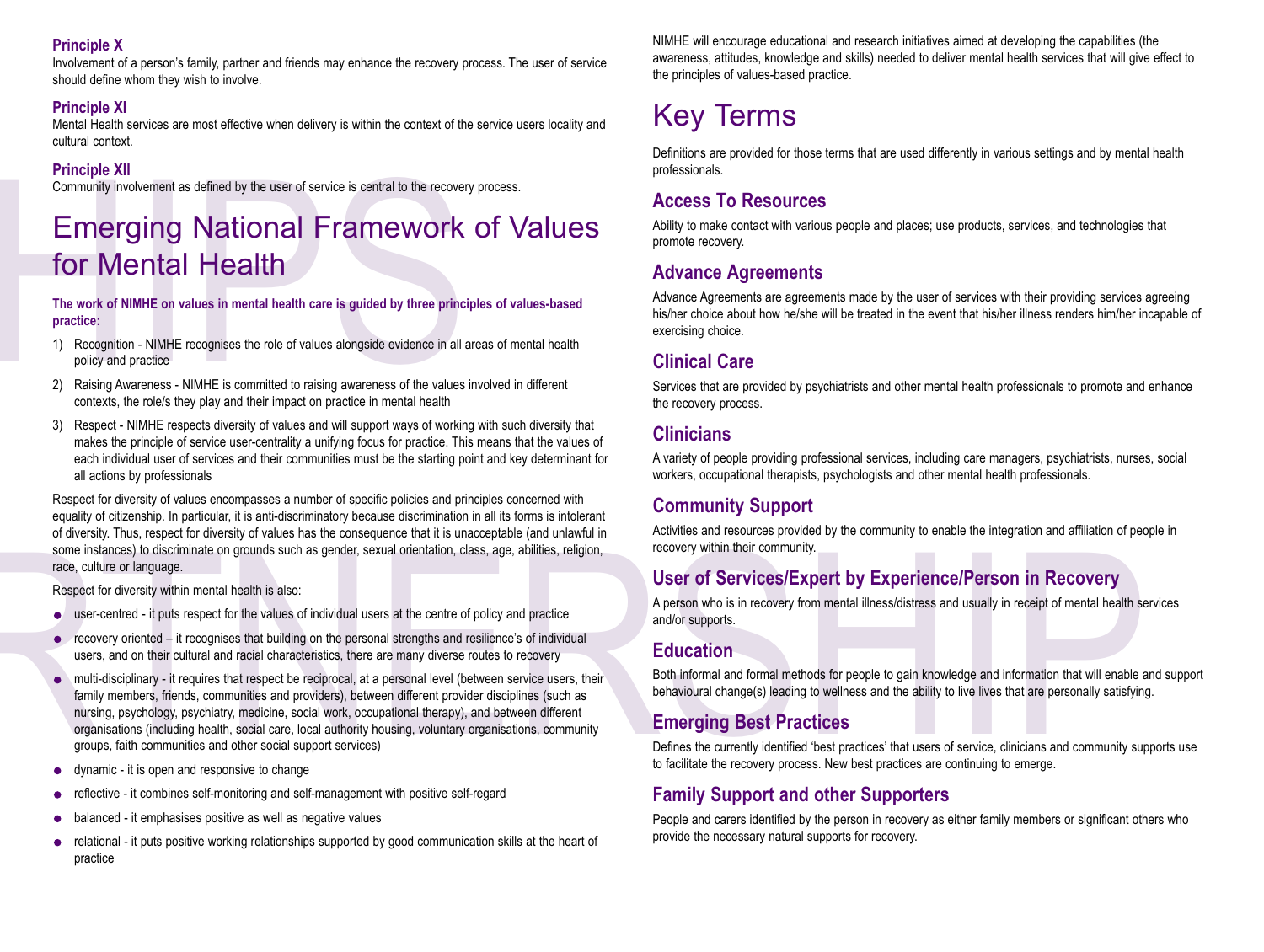### Principle X

Involvement of a person's family, partner and friends may enhance the recovery process. The user of service should define whom they wish to involve.

### Principle XI

Mental Health services are most effective when delivery is within the context of the service users locality and cultural context.

### Principle XII

Community involvement as defined by the user of service is central to the recovery process.

# Emerging National Framework of Values for Mental Health

**The work of NIMHE on values in mental health care is guided by three principles of values-based practice:**

1) Recognition - NIMHE recognises the role of values alongside evidence in all areas of mental health policy and practice
2) Raising Awareness - NIMHE is committed to raising awareness of the values involved in different contexts, the role/s they play and their impact on practice in mental health
3) Respect - NIMHE respects diversity of values and will support ways of working with such diversity that makes the principle of service user-centrality a unifying focus for practice. This means that the values of each individual user of services and their communities must be the starting point and key determinant for all actions by professionals

Respect for diversity of values encompasses a number of specific policies and principles concerned with equality of citizenship. In particular, it is anti-discriminatory because discrimination in all its forms is intolerant of diversity. Thus, respect for diversity of values has the consequence that it is unacceptable (and unlawful in some instances) to discriminate on grounds such as gender, sexual orientation, class, age, abilities, religion, race, culture or language.

Respect for diversity within mental health is also:

- user-centred - it puts respect for the values of individual users at the centre of policy and practice
- recovery oriented – it recognises that building on the personal strengths and resilience's of individual users, and on their cultural and racial characteristics, there are many diverse routes to recovery
- multi-disciplinary - it requires that respect be reciprocal, at a personal level (between service users, their family members, friends, communities and providers), between different provider disciplines (such as nursing, psychology, psychiatry, medicine, social work, occupational therapy), and between different organisations (including health, social care, local authority housing, voluntary organisations, community groups, faith communities and other social support services)
- dynamic - it is open and responsive to change
- reflective - it combines self-monitoring and self-management with positive self-regard
- balanced - it emphasises positive as well as negative values
- relational - it puts positive working relationships supported by good communication skills at the heart of practice

NIMHE will encourage educational and research initiatives aimed at developing the capabilities (the awareness, attitudes, knowledge and skills) needed to deliver mental health services that will give effect to the principles of values-based practice.

# Key Terms

Definitions are provided for those terms that are used differently in various settings and by mental health professionals.

## Access To Resources

Ability to make contact with various people and places; use products, services, and technologies that promote recovery.

## Advance Agreements

Advance Agreements are agreements made by the user of services with their providing services agreeing his/her choice about how he/she will be treated in the event that his/her illness renders him/her incapable of exercising choice.

## Clinical Care

Services that are provided by psychiatrists and other mental health professionals to promote and enhance the recovery process.

## Clinicians

A variety of people providing professional services, including care managers, psychiatrists, nurses, social workers, occupational therapists, psychologists and other mental health professionals.

## Community Support

Activities and resources provided by the community to enable the integration and affiliation of people in recovery within their community.

## User of Services/Expert by Experience/Person in Recovery

A person who is in recovery from mental illness/distress and usually in receipt of mental health services and/or supports.

## Education

Both informal and formal methods for people to gain knowledge and information that will enable and support behavioural change(s) leading to wellness and the ability to live lives that are personally satisfying.

## Emerging Best Practices

Defines the currently identified 'best practices' that users of service, clinicians and community supports use to facilitate the recovery process. New best practices are continuing to emerge.

## Family Support and other Supporters

People and carers identified by the person in recovery as either family members or significant others who provide the necessary natural supports for recovery.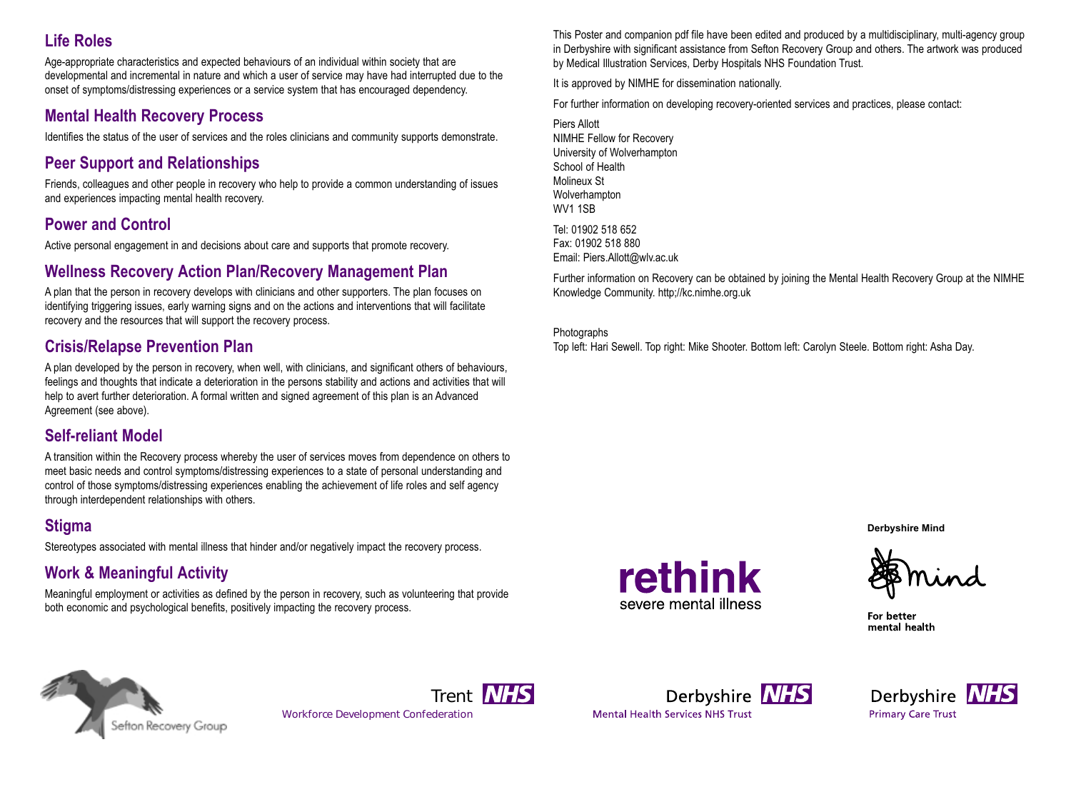## Life Roles

Age-appropriate characteristics and expected behaviours of an individual within society that are developmental and incremental in nature and which a user of service may have had interrupted due to the onset of symptoms/distressing experiences or a service system that has encouraged dependency.

## Mental Health Recovery Process

Identifies the status of the user of services and the roles clinicians and community supports demonstrate.

## Peer Support and Relationships

Friends, colleagues and other people in recovery who help to provide a common understanding of issues and experiences impacting mental health recovery.

## Power and Control

Active personal engagement in and decisions about care and supports that promote recovery.

## Wellness Recovery Action Plan/Recovery Management Plan

A plan that the person in recovery develops with clinicians and other supporters. The plan focuses on identifying triggering issues, early warning signs and on the actions and interventions that will facilitate recovery and the resources that will support the recovery process.

## Crisis/Relapse Prevention Plan

A plan developed by the person in recovery, when well, with clinicians, and significant others of behaviours, feelings and thoughts that indicate a deterioration in the persons stability and actions and activities that will help to avert further deterioration. A formal written and signed agreement of this plan is an Advanced Agreement (see above).

## Self-reliant Model

A transition within the Recovery process whereby the user of services moves from dependence on others to meet basic needs and control symptoms/distressing experiences to a state of personal understanding and control of those symptoms/distressing experiences enabling the achievement of life roles and self agency through interdependent relationships with others.

## Stigma

Stereotypes associated with mental illness that hinder and/or negatively impact the recovery process.

## Work & Meaningful Activity

Meaningful employment or activities as defined by the person in recovery, such as volunteering that provide both economic and psychological benefits, positively impacting the recovery process.

This Poster and companion pdf file have been edited and produced by a multidisciplinary, multi-agency group in Derbyshire with significant assistance from Sefton Recovery Group and others. The artwork was produced by Medical Illustration Services, Derby Hospitals NHS Foundation Trust.

It is approved by NIMHE for dissemination nationally.

For further information on developing recovery-oriented services and practices, please contact:

Piers Allott
NIMHE Fellow for Recovery
University of Wolverhampton
School of Health
Molineux St
Wolverhampton
WV1 1SB

Tel: 01902 518 652
Fax: 01902 518 880
Email: Piers.Allott@wlv.ac.uk

Further information on Recovery can be obtained by joining the Mental Health Recovery Group at the NIMHE Knowledge Community. http;//kc.nimhe.org.uk

Photographs
Top left: Hari Sewell. Top right: Mike Shooter. Bottom left: Carolyn Steele. Bottom right: Asha Day.

**Derbyshire Mind**

rethink severe mental illness

Mind For better mental health

Sefton Recovery Group

Trent NHS Workforce Development Confederation

Derbyshire NHS Mental Health Services NHS Trust

Derbyshire NHS Primary Care Trust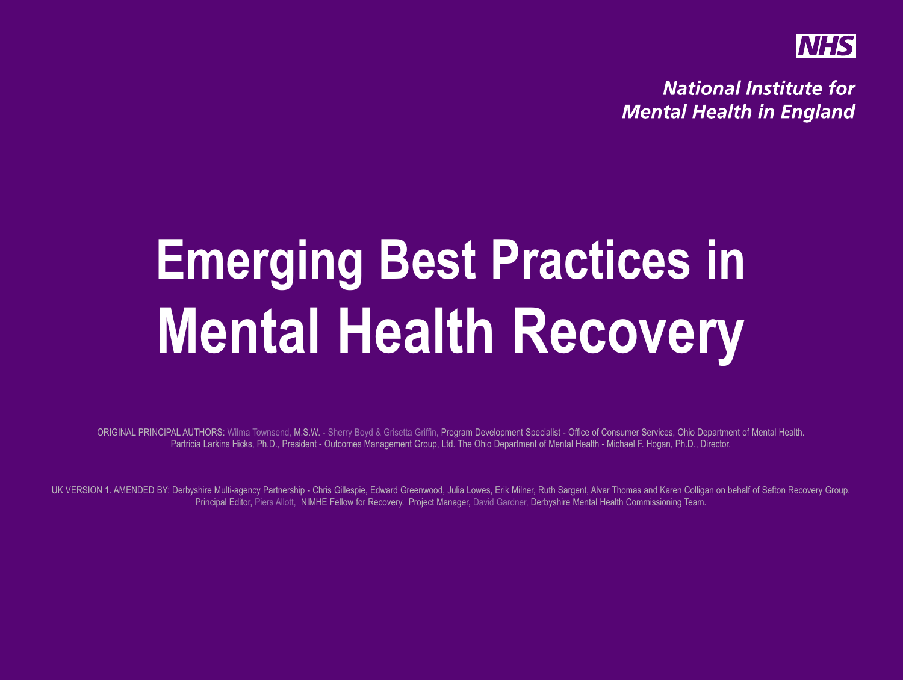NHS

*National Institute for Mental Health in England*

# Emerging Best Practices in Mental Health Recovery

ORIGINAL PRINCIPAL AUTHORS: Wilma Townsend, M.S.W. - Sherry Boyd & Grisetta Griffin, Program Development Specialist - Office of Consumer Services, Ohio Department of Mental Health. Partricia Larkins Hicks, Ph.D., President - Outcomes Management Group, Ltd. The Ohio Department of Mental Health - Michael F. Hogan, Ph.D., Director.

UK VERSION 1. AMENDED BY: Derbyshire Multi-agency Partnership - Chris Gillespie, Edward Greenwood, Julia Lowes, Erik Milner, Ruth Sargent, Alvar Thomas and Karen Colligan on behalf of Sefton Recovery Group. Principal Editor, Piers Allott, NIMHE Fellow for Recovery. Project Manager, David Gardner, Derbyshire Mental Health Commissioning Team.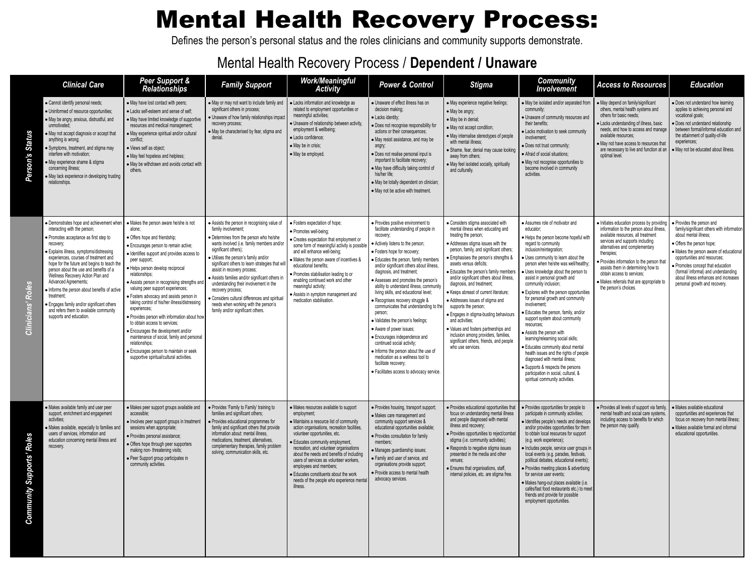# Mental Health Recovery Process:

Defines the person's personal status and the roles clinicians and community supports demonstrate.

## Mental Health Recovery Process / **Dependent / Unaware**

| | Clinical Care | Peer Support & Relationships | Family Support | Work/Meaningful Activity | Power & Control | Stigma | Community Involvement | Access to Resources | Education |
|---|---|---|---|---|---|---|---|---|---|
| **Person's Status** | • Cannot identify personal needs;<br>• Uninformed of resource opportunities;<br>• May be angry, anxious, distrustful, and unmotivated;<br>• May not accept diagnosis or accept that anything is wrong;<br>• Symptoms, treatment, and stigma may interfere with motivation;<br>• May experience shame & stigma concerning illness;<br>• May lack experience in developing trusting relationships. | • May have lost contact with peers;<br>• Lacks self-esteem and sense of self;<br>• May have limited knowledge of supportive resources and medical management;<br>• May experience spiritual and/or cultural conflict;<br>• Views self as object;<br>• May feel hopeless and helpless;<br>• May be withdrawn and avoids contact with others. | • May or may not want to include family and significant others in process;<br>• Unaware of how family relationships impact recovery process;<br>• May be characterised by fear, stigma and denial. | • Lacks information and knowledge as related to employment opportunities or meaningful activities;<br>• Unaware of relationship between activity, employment & wellbeing;<br>• Lacks confidence;<br>• May be in crisis;<br>• May be employed. | • Unaware of effect illness has on decision making;<br>• Lacks identity;<br>• Does not recognise responsibility for actions or their consequences;<br>• May resist assistance, and may be angry;<br>• Does not realise personal input is important to facilitate recovery;<br>• May have difficulty taking control of his/her life;<br>• May be totally dependent on clinician;<br>• May not be active with treatment. | • May experience negative feelings;<br>• May be angry;<br>• May be in denial;<br>• May not accept condition;<br>• May internalise stereotypes of people with mental illness;<br>• Shame, fear, denial may cause looking away from others;<br>• May feel isolated socially, spiritually and culturally. | • May be isolated and/or separated from community;<br>• Unaware of community resources and their benefits;<br>• Lacks motivation to seek community involvement;<br>• Does not trust community;<br>• Afraid of social situations;<br>• May not recognise opportunities to become involved in community activities. | • May depend on family/significant others, mental health systems and others for basic needs;<br>• Lacks understanding of illness, basic needs, and how to access and manage available resources;<br>• May not have access to resources that are necessary to live and function at an optimal level. | • Does not understand how learning applies to achieving personal and vocational goals;<br>• Does not understand relationship between formal/informal education and the attainment of quality-of-life experiences;<br>• May not be educated about illness. |
| **Clinicians' Roles** | • Demonstrates hope and achievement when interacting with the person;<br>• Promotes acceptance as first step to recovery;<br>• Explains illness, symptoms/distressing experiences, courses of treatment and hope for the future and begins to teach the person about the use and benefits of a Wellness Recovery Action Plan and Advanced Agreements;<br>• Informs the person about benefits of active treatment;<br>• Engages family and/or significant others and refers them to available community supports and education. | • Makes the person aware he/she is not alone;<br>• Offers hope and friendship;<br>• Encourages person to remain active;<br>• Identifies support and provides access to peer support;<br>• Helps person develop reciprocal relationships;<br>• Assists person in recognising strengths and valuing peer support experiences;<br>• Fosters advocacy and assists person in taking control of his/her illness/distressing experiences;<br>• Provides person with information about how to obtain access to services;<br>• Encourages the development and/or maintenance of social, family and personal relationships;<br>• Encourages person to maintain or seek supportive spiritual/cultural activities. | • Assists the person in recognising value of family involvement;<br>• Determines from the person who he/she wants involved (i.e. family members and/or significant others);<br>• Utilises the person's family and/or significant others to learn strategies that will assist in recovery process;<br>• Assists families and/or significant others in understanding their involvement in the recovery process;<br>• Considers cultural differences and spiritual needs when working with the person's family and/or significant others. | • Fosters expectation of hope;<br>• Promotes well-being;<br>• Creates expectation that employment or some form of meaningful activity is possible and will enhance well-being;<br>• Makes the person aware of incentives & educational benefits;<br>• Promotes stabilisation leading to or enabling continued work and other meaningful activity;<br>• Assists in symptom management and medication stabilisation. | • Provides positive environment to facilitate understanding of people in recovery;<br>• Actively listens to the person;<br>• Fosters hope for recovery;<br>• Educates the person, family members and/or significant others about illness, diagnosis, and treatment;<br>• Assesses and promotes the person's ability to understand illness, community living skills, and educational level;<br>• Recognises recovery struggle & communicates that understanding to the person;<br>• Validates the person's feelings;<br>• Aware of power issues;<br>• Encourages independence and continued social activity;<br>• Informs the person about the use of medication as a wellness tool to facilitate recovery;<br>• Facilitates access to advocacy service. | • Considers stigma associated with mental illness when educating and treating the person;<br>• Addresses stigma issues with the person, family, and significant others;<br>• Emphasises the person's strengths & assets versus deficits;<br>• Educates the person's family members and/or significant others about illness, diagnosis, and treatment;<br>• Keeps abreast of current literature;<br>• Addresses issues of stigma and supports the person;<br>• Engages in stigma-busting behaviours and activities;<br>• Values and fosters partnerships and inclusion among providers, families, significant others, friends, and people who use services. | • Assumes role of motivator and educator;<br>• Helps the person become hopeful with regard to community inclusion/reintegration;<br>• Uses community to learn about the person when he/she was well/healthy;<br>• Uses knowledge about the person to assist in personal growth and community inclusion;<br>• Explores with the person opportunities for personal growth and community involvement;<br>• Educates the person, family, and/or support system about community resources;<br>• Assists the person with learning/relearning social skills;<br>• Educates community about mental health issues and the rights of people diagnosed with mental illness;<br>• Supports & respects the persons participation in social, cultural, & spiritual community activities. | • Initiates education process by providing information to the person about illness, available resources, all treatment services and supports including alternatives and complementary therapies;<br>• Provides information to the person that assists them in determining how to obtain access to services;<br>• Makes referrals that are appropriate to the person's choices. | • Provides the person and family/significant others with information about mental illness;<br>• Offers the person hope;<br>• Makes the person aware of educational opportunities and resources;<br>• Promotes concept that education (formal/ informal) and understanding about illness enhances and increases personal growth and recovery. |
| **Community Supports' Roles** | • Makes available family and user peer support, enrichment and engagement activities;<br>• Makes available, especially to families and users of services, information and education concerning mental illness and recovery. | • Makes peer support groups available and accessible;<br>• Involves peer support groups in treatment sessions when appropriate;<br>• Provides personal assistance;<br>• Offers hope through peer supporters making non- threatening visits;<br>• Peer Support group participates in community activities. | • Provides 'Family to Family' training to families and significant others;<br>• Provides educational programmes for family and significant others that provide information about: mental illness, medications, treatment, alternatives, complementary therapies, family problem solving, communication skills, etc. | • Makes resources available to support employment;<br>• Maintains a resource list of community action organisations, recreation facilities, volunteer opportunities, etc.<br>• Educates community employment, recreation, and volunteer organisations about the needs and benefits of including users of services as volunteer workers, employees and members;<br>• Educates constituents about the work needs of the people who experience mental illness. | • Provides housing, transport support;<br>• Makes care management and community support services & educational opportunities available;<br>• Provides consultation for family members;<br>• Manages guardianship issues;<br>• Family and user of service, and organisations provide support;<br>• Provide access to mental health advocacy services. | • Provides educational opportunities that focus on understanding mental illness and people diagnosed with mental illness and recovery;<br>• Provides opportunities to reject/combat stigma (i.e. community activities);<br>• Responds to negative stigma issues presented in the media and other venues;<br>• Ensures that organisations, staff, internal policies, etc. are stigma free. | • Provides opportunities for people to participate in community activities;<br>• Identifies people's needs and develops and/or provides opportunities for them to obtain local resources for support (e.g. work experience);<br>• Includes people, service user groups in local events (e.g. parades, festivals, political debates, educational events);<br>• Provides meeting places & advertising for service user events;<br>• Makes hang-out places available (i.e. cafés/fast food restaurants etc.) to meet friends and provide for possible employment opportunities. | • Provides all levels of support via family, mental health and social care systems, including access to benefits for which the person may qualify. | • Makes available educational opportunities and experiences that focus on recovery from mental illness;<br>• Makes available formal and informal educational opportunities. |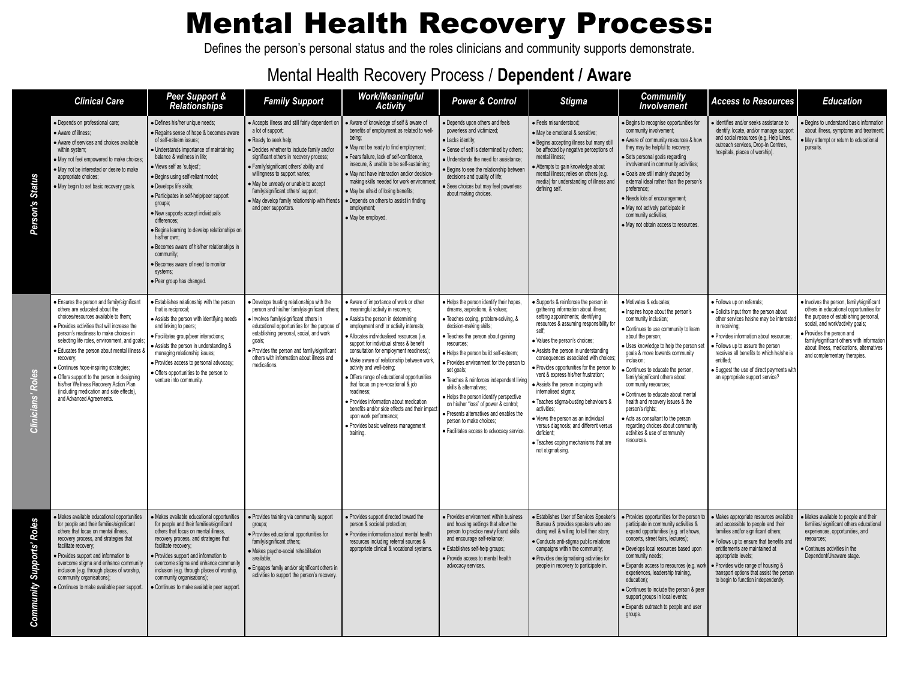# Mental Health Recovery Process:

Defines the person's personal status and the roles clinicians and community supports demonstrate.

## Mental Health Recovery Process / **Dependent / Aware**

| | Clinical Care | Peer Support & Relationships | Family Support | Work/Meaningful Activity | Power & Control | Stigma | Community Involvement | Access to Resources | Education |
|---|---|---|---|---|---|---|---|---|---|
| **Person's Status** | • Depends on professional care;<br>• Aware of illness;<br>• Aware of services and choices available within system;<br>• May not feel empowered to make choices;<br>• May not be interested or desire to make appropriate choices;<br>• May begin to set basic recovery goals. | • Defines his/her unique needs;<br>• Regains sense of hope & becomes aware of self-esteem issues;<br>• Understands importance of maintaining balance & wellness in life;<br>• Views self as 'subject';<br>• Begins using self-reliant model;<br>• Develops life skills;<br>• Participates in self-help/peer support groups;<br>• New supports accept individual's differences;<br>• Begins learning to develop relationships on his/her own;<br>• Becomes aware of his/her relationships in community;<br>• Becomes aware of need to monitor systems;<br>• Peer group has changed. | • Accepts illness and still fairly dependent on a lot of support;<br>• Ready to seek help;<br>• Decides whether to include family and/or significant others in recovery process;<br>• Family/significant others' ability and willingness to support varies;<br>• May be unready or unable to accept family/significant others' support;<br>• May develop family relationship with friends and peer supporters. | • Aware of knowledge of self & aware of benefits of employment as related to well-being;<br>• May not be ready to find employment;<br>• Fears failure, lack of self-confidence, insecure, & unable to be self-sustaining;<br>• May not have interaction and/or decision-making skills needed for work environment;<br>• May be afraid of losing benefits;<br>• Depends on others to assist in finding employment;<br>• May be employed. | • Depends upon others and feels powerless and victimized;<br>• Lacks identity;<br>• Sense of self is determined by others;<br>• Understands the need for assistance;<br>• Begins to see the relationship between decisions and quality of life;<br>• Sees choices but may feel powerless about making choices. | • Feels misunderstood;<br>• May be emotional & sensitive;<br>• Begins accepting illness but many still be affected by negative perceptions of mental illness;<br>• Attempts to gain knowledge about mental illness; relies on others (e.g. media) for understanding of illness and defining self. | • Begins to recognise opportunities for community involvement;<br>• Aware of community resources & how they may be helpful to recovery;<br>• Sets personal goals regarding involvement in community activities;<br>• Goals are still mainly shaped by external ideal rather than the person's preference;<br>• Needs lots of encouragement;<br>• May not actively participate in community activities;<br>• May not obtain access to resources. | • Identifies and/or seeks assistance to identify, locate, and/or manage support and social resources (e.g. Help Lines, outreach services, Drop-In Centres, hospitals, places of worship). | • Begins to understand basic information about illness, symptoms and treatment;<br>• May attempt or return to educational pursuits. |
| **Clinicians' Roles** | • Ensures the person and family/significant others are educated about the choices/resources available to them;<br>• Provides activities that will increase the person's readiness to make choices in selecting life roles, environment, and goals;<br>• Educates the person about mental illness & recovery;<br>• Continues hope-inspiring strategies;<br>• Offers support to the person in designing his/her Wellness Recovery Action Plan (including medication and side effects), and Advanced Agreements. | • Establishes relationship with the person that is reciprocal;<br>• Assists the person with identifying needs and linking to peers;<br>• Facilitates group/peer interactions;<br>• Assists the person in understanding & managing relationship issues;<br>• Provides access to personal advocacy;<br>• Offers opportunities to the person to venture into community. | • Develops trusting relationships with the person and his/her family/significant others;<br>• Involves family/significant others in educational opportunities for the purpose of establishing personal, social, and work goals;<br>• Provides the person and family/significant others with information about illness and medications. | • Aware of importance of work or other meaningful activity in recovery;<br>• Assists the person in determining employment and/ or activity interests;<br>• Allocates individualised resources (i.e. support for individual stress & benefit consultation for employment readiness);<br>• Make aware of relationship between work, activity and well-being;<br>• Offers range of educational opportunities that focus on pre-vocational & job readiness;<br>• Provides information about medication benefits and/or side effects and their impact upon work performance;<br>• Provides basic wellness management training. | • Helps the person identify their hopes, dreams, aspirations, & values;<br>• Teaches coping, problem-solving, & decision-making skills;<br>• Teaches the person about gaining resources;<br>• Helps the person build self-esteem;<br>• Provides environment for the person to set goals;<br>• Teaches & reinforces independent living skills & alternatives;<br>• Helps the person identify perspective on his/her "loss" of power & control;<br>• Presents alternatives and enables the person to make choices;<br>• Facilitates access to advocacy service. | • Supports & reinforces the person in gathering information about illness; setting appointments; identifying resources & assuming responsibility for self;<br>• Values the person's choices;<br>• Assists the person in understanding consequences associated with choices;<br>• Provides opportunities for the person to vent & express his/her frustration;<br>• Assists the person in coping with internalised stigma;<br>• Teaches stigma-busting behaviours & activities;<br>• Views the person as an individual versus diagnosis; and different versus deficient;<br>• Teaches coping mechanisms that are not stigmatising. | • Motivates & educates;<br>• Inspires hope about the person's community inclusion;<br>• Continues to use community to learn about the person;<br>• Uses knowledge to help the person set goals & move towards community inclusion;<br>• Continues to educate the person, family/significant others about community resources;<br>• Continues to educate about mental health and recovery issues & the person's rights;<br>• Acts as consultant to the person regarding choices about community activities & use of community resources. | • Follows up on referrals;<br>• Solicits input from the person about other services he/she may be interested in receiving;<br>• Provides information about resources;<br>• Follows up to assure the person receives all benefits to which he/she is entitled;<br>• Suggest the use of direct payments with an appropriate support service? | • Involves the person, family/significant others in educational opportunities for the purpose of establishing personal, social, and work/activity goals;<br>• Provides the person and family/significant others with information about illness, medications, alternatives and complementary therapies. |
| **Community Supports' Roles** | • Makes available educational opportunities for people and their families/significant others that focus on mental illness, recovery process, and strategies that facilitate recovery;<br>• Provides support and information to overcome stigma and enhance community inclusion (e.g. through places of worship, community organisations);<br>• Continues to make available peer support. | • Makes available educational opportunities for people and their families/significant others that focus on mental illness, recovery process, and strategies that facilitate recovery;<br>• Provides support and information to overcome stigma and enhance community inclusion (e.g. through places of worship, community organisations);<br>• Continues to make available peer support. | • Provides training via community support groups;<br>• Provides educational opportunities for family/significant others;<br>• Makes psycho-social rehabilitation available;<br>• Engages family and/or significant others in activities to support the person's recovery. | • Provides support directed toward the person & societal protection;<br>• Provides information about mental health resources including referral sources & appropriate clinical & vocational systems. | • Provides environment within business and housing settings that allow the person to practice newly found skills and encourage self-reliance;<br>• Establishes self-help groups;<br>• Provide access to mental health advocacy services. | • Establishes User of Services Speaker's Bureau & provides speakers who are doing well & willing to tell their story;<br>• Conducts anti-stigma public relations campaigns within the community;<br>• Provides destigmatising activities for people in recovery to participate in. | • Provides opportunities for the person to participate in community activities & expand opportunities (e.g. art shows, concerts, street fairs, lectures);<br>• Develops local resources based upon community needs;<br>• Expands access to resources (e.g. work experiences, leadership training, education);<br>• Continues to include the person & peer support groups in local events;<br>• Expands outreach to people and user groups. | • Makes appropriate resources available and accessible to people and their families and/or significant others;<br>• Follows up to ensure that benefits and entitlements are maintained at appropriate levels;<br>• Provides wide range of housing & transport options that assist the person to begin to function independently. | • Makes available to people and their families/ significant others educational experiences, opportunities, and resources;<br>• Continues activities in the Dependent/Unaware stage. |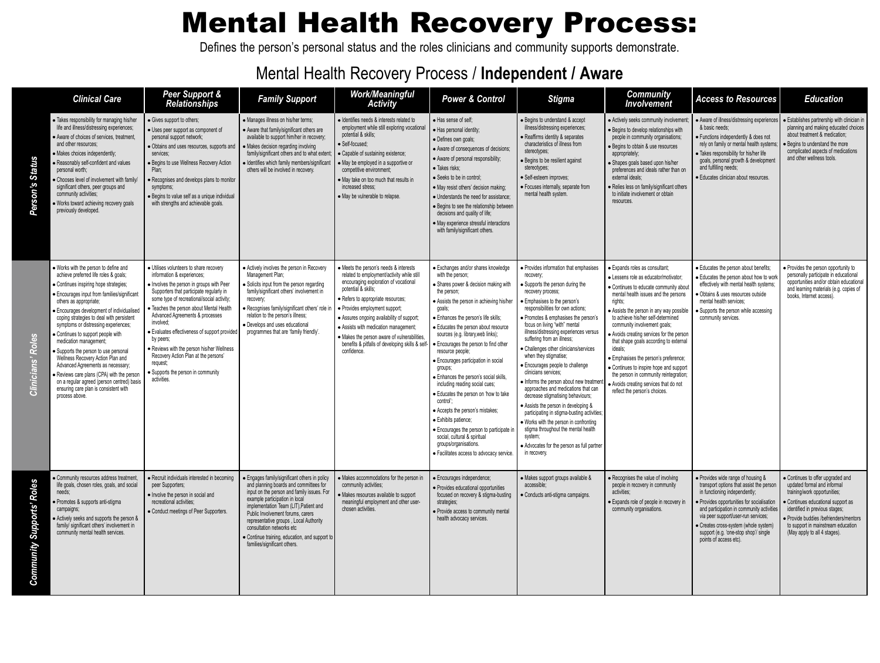# Mental Health Recovery Process:

Defines the person's personal status and the roles clinicians and community supports demonstrate.

## Mental Health Recovery Process / **Independent / Aware**

| | Clinical Care | Peer Support & Relationships | Family Support | Work/Meaningful Activity | Power & Control | Stigma | Community Involvement | Access to Resources | Education |
|---|---|---|---|---|---|---|---|---|---|
| **Person's Status** | • Takes responsibility for managing his/her life and illness/distressing experiences;<br>• Aware of choices of services, treatment, and other resources;<br>• Makes choices independently;<br>• Reasonably self-confident and values personal worth;<br>• Chooses level of involvement with family/ significant others, peer groups and community activities;<br>• Works toward achieving recovery goals previously developed. | • Gives support to others;<br>• Uses peer support as component of personal support network;<br>• Obtains and uses resources, supports and services;<br>• Begins to use Wellness Recovery Action Plan;<br>• Recognises and develops plans to monitor symptoms;<br>• Begins to value self as a unique individual with strengths and achievable goals. | • Manages illness on his/her terms;<br>• Aware that family/significant others are available to support him/her in recovery;<br>• Makes decision regarding involving family/significant others and to what extent;<br>• Identifies which family members/significant others will be involved in recovery. | • Identifies needs & interests related to employment while still exploring vocational potential & skills;<br>• Self-focused;<br>• Capable of sustaining existence;<br>• May be employed in a supportive or competitive environment;<br>• May take on too much that results in increased stress;<br>• May be vulnerable to relapse. | • Has sense of self;<br>• Has personal identity;<br>• Defines own goals;<br>• Aware of consequences of decisions;<br>• Aware of personal responsibility;<br>• Takes risks;<br>• Seeks to be in control;<br>• May resist others' decision making;<br>• Understands the need for assistance;<br>• Begins to see the relationship between decisions and quality of life;<br>• May experience stressful interactions with family/significant others. | • Begins to understand & accept illness/distressing experiences;<br>• Reaffirms identity & separates characteristics of illness from stereotypes;<br>• Begins to be resilient against stereotypes;<br>• Self-esteem improves;<br>• Focuses internally, separate from mental health system. | • Actively seeks community involvement;<br>• Begins to develop relationships with people in community organisations;<br>• Begins to obtain & use resources appropriately;<br>• Shapes goals based upon his/her preferences and ideals rather than on external ideals;<br>• Relies less on family/significant others to initiate involvement or obtain resources. | • Aware of illness/distressing experiences & basic needs;<br>• Functions independently & does not rely on family or mental health systems;<br>• Takes responsibility for his/her life goals, personal growth & development and fulfilling needs;<br>• Educates clinician about resources. | • Establishes partnership with clinician in planning and making educated choices about treatment & medication;<br>• Begins to understand the more complicated aspects of medications and other wellness tools. |
| **Clinicians' Roles** | • Works with the person to define and achieve preferred life roles & goals;<br>• Continues inspiring hope strategies;<br>• Encourages input from families/significant others as appropriate;<br>• Encourages development of individualised coping strategies to deal with persistent symptoms or distressing experiences;<br>• Continues to support people with medication management;<br>• Supports the person to use personal Wellness Recovery Action Plan and Advanced Agreements as necessary;<br>• Reviews care plans (CPA) with the person on a regular agreed (person centred) basis ensuring care plan is consistent with process above. | • Utilises volunteers to share recovery information & experiences;<br>• Involves the person in groups with Peer Supporters that participate regularly in some type of recreational/social activity;<br>• Teaches the person about Mental Health Advanced Agreements & processes involved;<br>• Evaluates effectiveness of support provided by peers;<br>• Reviews with the person his/her Wellness Recovery Action Plan at the persons' request;<br>• Supports the person in community activities. | • Actively involves the person in Recovery Management Plan;<br>• Solicits input from the person regarding family/significant others' involvement in recovery;<br>• Recognises family/significant others' role in relation to the person's illness;<br>• Develops and uses educational programmes that are 'family friendly'. | • Meets the person's needs & interests related to employment/activity while still encouraging exploration of vocational potential & skills;<br>• Refers to appropriate resources;<br>• Provides employment support;<br>• Assures ongoing availability of support;<br>• Assists with medication management;<br>• Makes the person aware of vulnerabilities, benefits & pitfalls of developing skills & self-confidence. | • Exchanges and/or shares knowledge with the person;<br>• Shares power & decision making with the person;<br>• Assists the person in achieving his/her goals;<br>• Enhances the person's life skills;<br>• Educates the person about resource sources (e.g. library,web links);<br>• Encourages the person to find other resource people;<br>• Encourages participation in social groups;<br>• Enhances the person's social skills, including reading social cues;<br>• Educates the person on 'how to take control';<br>• Accepts the person's mistakes;<br>• Exhibits patience;<br>• Encourages the person to participate in social, cultural & spiritual groups/organisations.<br>• Facilitates access to advocacy service. | • Provides information that emphasises recovery;<br>• Supports the person during the recovery process;<br>• Emphasises to the person's responsibilities for own actions;<br>• Promotes & emphasises the person's focus on living "with" mental illness/distressing experiences versus suffering from an illness;<br>• Challenges other clinicians/services when they stigmatise;<br>• Encourages people to challenge clinicians services;<br>• Informs the person about new treatment approaches and medications that can decrease stigmatising behaviours;<br>• Assists the person in developing & participating in stigma-busting activities;<br>• Works with the person in confronting stigma throughout the mental health system;<br>• Advocates for the person as full partner in recovery. | • Expands roles as consultant;<br>• Lessens role as educator/motivator;<br>• Continues to educate community about mental health issues and the persons rights;<br>• Assists the person in any way possible to achieve his/her self-determined community involvement goals;<br>• Avoids creating services for the person that shape goals according to external ideals;<br>• Emphasises the person's preference;<br>• Continues to inspire hope and support the person in community reintegration;<br>• Avoids creating services that do not reflect the person's choices. | • Educates the person about benefits;<br>• Educates the person about how to work effectively with mental health systems;<br>• Obtains & uses resources outside mental health services;<br>• Supports the person while accessing community services. | • Provides the person opportunity to personally participate in educational opportunities and/or obtain educational and learning materials (e.g. copies of books, Internet access). |
| **Community Supports' Roles** | • Community resources address treatment, life goals, chosen roles, goals, and social needs;<br>• Promotes & supports anti-stigma campaigns;<br>• Actively seeks and supports the person & family/ significant others' involvement in community mental health services. | • Recruit individuals interested in becoming peer Supporters;<br>• Involve the person in social and recreational activities;<br>• Conduct meetings of Peer Supporters. | • Engages family/significant others in policy and planning boards and committees for input on the person and family issues. For example participation in local implementation Team (LIT),Patient and Public Involvement forums, carers representative groups , Local Authority consultation networks etc<br>• Continue training, education, and support to families/significant others. | • Makes accommodations for the person in community activities;<br>• Makes resources available to support meaningful employment and other user-chosen activities. | • Encourages independence;<br>• Provides educational opportunities focused on recovery & stigma-busting strategies;<br>• Provide access to community mental health advocacy services. | • Makes support groups available & accessible;<br>• Conducts anti-stigma campaigns. | • Recognises the value of involving people in recovery in community activities;<br>• Expands role of people in recovery in community organisations. | • Provides wide range of housing & transport options that assist the person in functioning independently;<br>• Provides opportunities for socialisation and participation in community activities via peer support/user-run services;<br>• Creates cross-system (whole system) support (e.g. 'one-stop shop'/ single points of access etc). | • Continues to offer upgraded and updated formal and informal training/work opportunities;<br>• Continues educational support as identified in previous stages;<br>• Provide buddies /befrienders/mentors to support in mainstream education (May apply to all 4 stages). |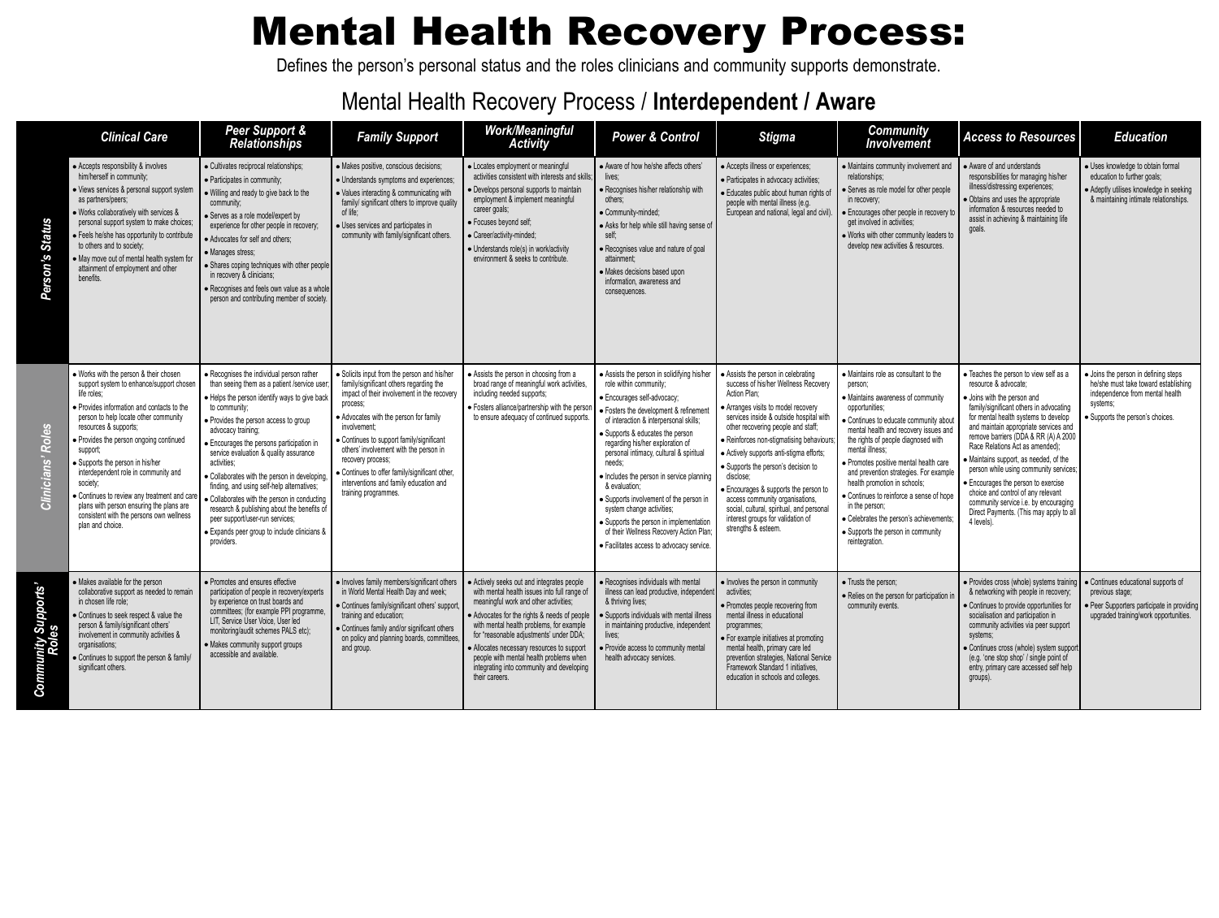# Mental Health Recovery Process:

Defines the person's personal status and the roles clinicians and community supports demonstrate.

## Mental Health Recovery Process / **Interdependent / Aware**

| | Clinical Care | Peer Support & Relationships | Family Support | Work/Meaningful Activity | Power & Control | Stigma | Community Involvement | Access to Resources | Education |
|---|---|---|---|---|---|---|---|---|---|
| **Person's Status** | • Accepts responsibility & involves him/herself in community;<br>• Views services & personal support system as partners/peers;<br>• Works collaboratively with services & personal support system to make choices;<br>• Feels he/she has opportunity to contribute to others and to society;<br>• May move out of mental health system for attainment of employment and other benefits. | • Cultivates reciprocal relationships;<br>• Participates in community;<br>• Willing and ready to give back to the community;<br>• Serves as a role model/expert by experience for other people in recovery;<br>• Advocates for self and others;<br>• Manages stress;<br>• Shares coping techniques with other people in recovery & clinicians;<br>• Recognises and feels own value as a whole person and contributing member of society. | • Makes positive, conscious decisions;<br>• Understands symptoms and experiences;<br>• Values interacting & communicating with family/ significant others to improve quality of life;<br>• Uses services and participates in community with family/significant others. | • Locates employment or meaningful activities consistent with interests and skills;<br>• Develops personal supports to maintain employment & implement meaningful career goals;<br>• Focuses beyond self;<br>• Career/activity-minded;<br>• Understands role(s) in work/activity environment & seeks to contribute. | • Aware of how he/she affects others' lives;<br>• Recognises his/her relationship with others;<br>• Community-minded;<br>• Asks for help while still having sense of self;<br>• Recognises value and nature of goal attainment;<br>• Makes decisions based upon information, awareness and consequences. | • Accepts illness or experiences;<br>• Participates in advocacy activities;<br>• Educates public about human rights of people with mental illness (e.g. European and national, legal and civil). | • Maintains community involvement and relationships;<br>• Serves as role model for other people in recovery;<br>• Encourages other people in recovery to get involved in activities;<br>• Works with other community leaders to develop new activities & resources. | • Aware of and understands responsibilities for managing his/her illness/distressing experiences;<br>• Obtains and uses the appropriate information & resources needed to assist in achieving & maintaining life goals. | • Uses knowledge to obtain formal education to further goals;<br>• Adeptly utilises knowledge in seeking & maintaining intimate relationships. |
| **Clinicians' Roles** | • Works with the person & their chosen support system to enhance/support chosen life roles;<br>• Provides information and contacts to the person to help locate other community resources & supports;<br>• Provides the person ongoing continued support;<br>• Supports the person in his/her interdependent role in community and society;<br>• Continues to review any treatment and care plans with person ensuring the plans are consistent with the persons own wellness plan and choice. | • Recognises the individual person rather than seeing them as a patient /service user;<br>• Helps the person identify ways to give back to community;<br>• Provides the person access to group advocacy training;<br>• Encourages the persons participation in service evaluation & quality assurance activities;<br>• Collaborates with the person in developing, finding, and using self-help alternatives;<br>• Collaborates with the person in conducting research & publishing about the benefits of peer support/user-run services;<br>• Expands peer group to include clinicians & providers. | • Solicits input from the person and his/her family/significant others regarding the impact of their involvement in the recovery process;<br>• Advocates with the person for family involvement;<br>• Continues to support family/significant others' involvement with the person in recovery process;<br>• Continues to offer family/significant other, interventions and family education and training programmes. | • Assists the person in choosing from a broad range of meaningful work activities, including needed supports;<br>• Fosters alliance/partnership with the person to ensure adequacy of continued supports. | • Assists the person in solidifying his/her role within community;<br>• Encourages self-advocacy;<br>• Fosters the development & refinement of interaction & interpersonal skills;<br>• Supports & educates the person regarding his/her exploration of personal intimacy, cultural & spiritual needs;<br>• Includes the person in service planning & evaluation;<br>• Supports involvement of the person in system change activities;<br>• Supports the person in implementation of their Wellness Recovery Action Plan;<br>• Facilitates access to advocacy service. | • Assists the person in celebrating success of his/her Wellness Recovery Action Plan;<br>• Arranges visits to model recovery services inside & outside hospital with other recovering people and staff;<br>• Reinforces non-stigmatising behaviours;<br>• Actively supports anti-stigma efforts;<br>• Supports the person's decision to disclose;<br>• Encourages & supports the person to access community organisations, social, cultural, spiritual, and personal interest groups for validation of strengths & esteem. | • Maintains role as consultant to the person;<br>• Maintains awareness of community opportunities;<br>• Continues to educate community about mental health and recovery issues and the rights of people diagnosed with mental illness;<br>• Promotes positive mental health care and prevention strategies. For example health promotion in schools;<br>• Continues to reinforce a sense of hope in the person;<br>• Celebrates the person's achievements;<br>• Supports the person in community reintegration. | • Teaches the person to view self as a resource & advocate;<br>• Joins with the person and family/significant others in advocating for mental health systems to develop and maintain appropriate services and remove barriers (DDA & RR (A) A 2000 Race Relations Act as amended);<br>• Maintains support, as needed, of the person while using community services;<br>• Encourages the person to exercise choice and control of any relevant community service i.e. by encouraging Direct Payments. (This may apply to all 4 levels). | • Joins the person in defining steps he/she must take toward establishing independence from mental health systems;<br>• Supports the person's choices. |
| **Community Supports' Roles** | • Makes available for the person collaborative support as needed to remain in chosen life role;<br>• Continues to seek respect & value the person & family/significant others' involvement in community activities & organisations;<br>• Continues to support the person & family/ significant others. | • Promotes and ensures effective participation of people in recovery/experts by experience on trust boards and committees; (for example PPI programme, LIT, Service User Voice, User led monitoring/audit schemes PALS etc);<br>• Makes community support groups accessible and available. | • Involves family members/significant others in World Mental Health Day and week;<br>• Continues family/significant others' support, training and education;<br>• Continues family and/or significant others on policy and planning boards, committees, and group. | • Actively seeks out and integrates people with mental health issues into full range of meaningful work and other activities;<br>• Advocates for the rights & needs of people with mental health problems, for example for "reasonable adjustments' under DDA;<br>• Allocates necessary resources to support people with mental health problems when integrating into community and developing their careers. | • Recognises individuals with mental illness can lead productive, independent & thriving lives;<br>• Supports individuals with mental illness in maintaining productive, independent lives;<br>• Provide access to community mental health advocacy services. | • Involves the person in community activities;<br>• Promotes people recovering from mental illness in educational programmes;<br>• For example initiatives at promoting mental health, primary care led prevention strategies, National Service Framework Standard 1 initiatives, education in schools and colleges. | • Trusts the person;<br>• Relies on the person for participation in community events. | • Provides cross (whole) systems training & networking with people in recovery;<br>• Continues to provide opportunities for socialisation and participation in community activities via peer support systems;<br>• Continues cross (whole) system support (e.g. 'one stop shop' / single point of entry, primary care accessed self help groups). | • Continues educational supports of previous stage;<br>• Peer Supporters participate in providing upgraded training/work opportunities. |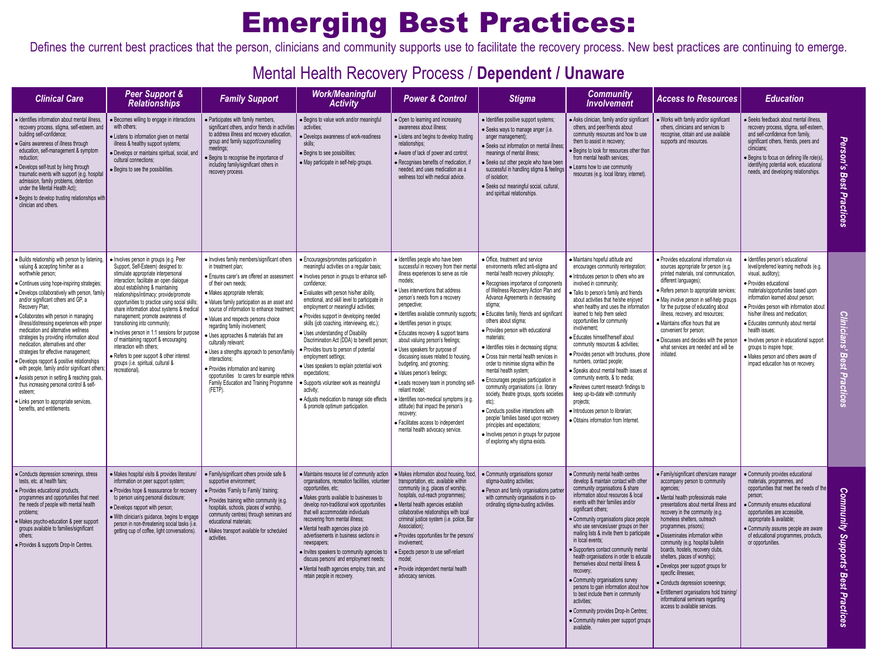# Emerging Best Practices:

Defines the current best practices that the person, clinicians and community supports use to facilitate the recovery process. New best practices are continuing to emerge.

## Mental Health Recovery Process / **Dependent / Unaware**

| | Clinical Care | Peer Support & Relationships | Family Support | Work/Meaningful Activity | Power & Control | Stigma | Community Involvement | Access to Resources | Education |
|---|---|---|---|---|---|---|---|---|---|
| **Person's Best Practices** | • Identifies information about mental illness, recovery process, stigma, self-esteem, and building self-confidence;<br>• Gains awareness of illness through education, self-management & symptom reduction;<br>• Develops self-trust by living through traumatic events with support (e.g. hospital admission, family problems, detention under the Mental Health Act);<br>• Begins to develop trusting relationships with clinician and others. | • Becomes willing to engage in interactions with others;<br>• Listens to information given on mental illness & healthy support systems;<br>• Develops or maintains spiritual, social, and cultural connections;<br>• Begins to see the possibilities. | • Participates with family members, significant others, and/or friends in activities to address illness and recovery education, group and family support/counselling meetings;<br>• Begins to recognise the importance of including family/significant others in recovery process. | • Begins to value work and/or meaningful activities;<br>• Develops awareness of work-readiness skills;<br>• Begins to see possibilities;<br>• May participate in self-help groups. | • Open to learning and increasing awareness about illness;<br>• Listens and begins to develop trusting relationships;<br>• Aware of lack of power and control;<br>• Recognises benefits of medication, if needed, and uses medication as a wellness tool with medical advice. | • Identifies positive support systems;<br>• Seeks ways to manage anger (i.e. anger management);<br>• Seeks out information on mental illness; meanings of mental illness;<br>• Seeks out other people who have been successful in handling stigma & feelings of isolation;<br>• Seeks out meaningful social, cultural, and spiritual relationships. | • Asks clinician, family and/or significant others, and peer/friends about community resources and how to use them to assist in recovery;<br>• Begins to look for resources other than from mental health services;<br>• Learns how to use community resources (e.g. local library, internet). | • Works with family and/or significant others, clinicians and services to recognise, obtain and use available supports and resources. | • Seeks feedback about mental illness, recovery process, stigma, self-esteem, and self-confidence from family, significant others, friends, peers and clinicians;<br>• Begins to focus on defining life role(s), identifying potential work, educational needs, and developing relationships. |
| **Clinicians' Best Practices** | • Builds relationship with person by listening, valuing & accepting him/her as a worthwhile person;<br>• Continues using hope-inspiring strategies;<br>• Develops collaboratively with person, family and/or significant others and GP, a Recovery Plan;<br>• Collaborates with person in managing illness/distressing experiences with proper medication and alternative wellness strategies by providing information about medication, alternatives and other strategies for effective management;<br>• Develops rapport & positive relationships with people, family and/or significant others;<br>• Assists person in setting & reaching goals, thus increasing personal control & self-esteem;<br>• Links person to appropriate services, benefits, and entitlements. | • Involves person in groups (e.g. Peer Support, Self-Esteem) designed to: stimulate appropriate interpersonal interaction; facilitate an open dialogue about establishing & maintaining relationships/intimacy; provide/promote opportunities to practice using social skills; share information about systems & medical management; promote awareness of transitioning into community;<br>• Involves person in 1:1 sessions for purpose of maintaining rapport & encouraging interaction with others;<br>• Refers to peer support & other interest groups (i.e. spiritual, cultural & recreational). | • Involves family members/significant others in treatment plan;<br>• Ensures carer's are offered an assessment of their own needs;<br>• Makes appropriate referrals;<br>• Values family participation as an asset and source of information to enhance treatment;<br>• Values and respects persons choice regarding family involvement;<br>• Uses approaches & materials that are culturally relevant;<br>• Uses a strengths approach to person/family interactions;<br>• Provides information and learning opportunities to carers for example rethink Family Education and Training Programme (FETP). | • Encourages/promotes participation in meaningful activities on a regular basis;<br>• Involves person in groups to enhance self-confidence;<br>• Evaluates with person his/her ability, emotional, and skill level to participate in employment or meaningful activities;<br>• Provides support in developing needed skills (job coaching, interviewing, etc.);<br>• Uses understanding of Disability Discrimination Act (DDA) to benefit person;<br>• Provides tours to person of potential employment settings;<br>• Uses speakers to explain potential work expectations;<br>• Supports volunteer work as meaningful activity;<br>• Adjusts medication to manage side effects & promote optimum participation. | • Identifies people who have been successful in recovery from their mental illness experiences to serve as role models;<br>• Uses interventions that address person's needs from a recovery perspective;<br>• Identifies available community supports;<br>• Identifies person in groups;<br>• Educates recovery & support teams about valuing person's feelings;<br>• Uses speakers for purpose of discussing issues related to housing, budgeting, and grooming;<br>• Values person's feelings;<br>• Leads recovery team in promoting self-reliant model;<br>• Identifies non-medical symptoms (e.g. attitude) that impact the person's recovery;<br>• Facilitates access to independent mental health advocacy service. | • Office, treatment and service environments reflect anti-stigma and mental health recovery philosophy;<br>• Recognises importance of components of Wellness Recovery Action Plan and Advance Agreements in decreasing stigma;<br>• Educates family, friends and significant others about stigma;<br>• Provides person with educational materials;<br>• Identifies roles in decreasing stigma;<br>• Cross train mental health services in order to minimise stigma within the mental health system;<br>• Encourages peoples participation in community organisations (i.e. library society, theatre groups, sports societies etc);<br>• Conducts positive interactions with people/ families based upon recovery principles and expectations;<br>• Involves person in groups for purpose of exploring why stigma exists. | • Maintains hopeful attitude and encourages community reintegration;<br>• Introduces person to others who are involved in community;<br>• Talks to person's family and friends about activities that he/she enjoyed when healthy and uses the information learned to help them select opportunities for community involvement;<br>• Educates himself/herself about community resources & activities;<br>• Provides person with brochures, phone numbers, contact people;<br>• Speaks about mental health issues at community events, & to media;<br>• Reviews current research findings to keep up-to-date with community projects;<br>• Introduces person to librarian;<br>• Obtains information from Internet. | • Provides educational information via sources appropriate for person (e.g. printed materials, oral communication, different languages);<br>• Refers person to appropriate services;<br>• May involve person in self-help groups for the purpose of educating about illness, recovery, and resources;<br>• Maintains office hours that are convenient for person;<br>• Discusses and decides with the person what services are needed and will be initiated. | • Identifies person's educational level/preferred learning methods (e.g. visual, auditory);<br>• Provides educational materials/opportunities based upon information learned about person;<br>• Provides person with information about his/her illness and medication;<br>• Educates community about mental health issues;<br>• Involves person in educational support groups to inspire hope;<br>• Makes person and others aware of impact education has on recovery. |
| **Community Supports' Best Practices** | • Conducts depression screenings, stress tests, etc. at health fairs;<br>• Provides educational products, programmes and opportunities that meet the needs of people with mental health problems;<br>• Makes psycho-education & peer support groups available to families/significant others;<br>• Provides & supports Drop-In Centres. | • Makes hospital visits & provides literature/ information on peer support system;<br>• Provides hope & reassurance for recovery to person using personal disclosure;<br>• Develops rapport with person;<br>• With clinician's guidance, begins to engage person in non-threatening social tasks (i.e. getting cup of coffee, light conversations). | • Family/significant others provide safe & supportive environment;<br>• Provides 'Family to Family' training;<br>• Provides training within community (e.g. hospitals, schools, places of worship, community centres) through seminars and educational materials;<br>• Makes transport available for scheduled activities. | • Maintains resource list of community action organisations, recreation facilities, volunteer opportunities, etc;<br>• Makes grants available to businesses to develop non-traditional work opportunities that will accommodate individuals recovering from mental illness;<br>• Mental health agencies place job advertisements in business sections in newspapers;<br>• Invites speakers to community agencies to discuss persons' and employment needs;<br>• Mental health agencies employ, train, and retain people in recovery. | • Makes information about housing, food, transportation, etc. available within community (e.g. places of worship, hospitals, out-reach programmes);<br>• Mental health agencies establish collaborative relationships with local criminal justice system (i.e. police, Bar Association);<br>• Provides opportunities for the persons' involvement;<br>• Expects person to use self-reliant model;<br>• Provide independent mental health advocacy services. | • Community organisations sponsor stigma-busting activities;<br>• Person and family organisations partner with community organisations in co-ordinating stigma-busting activities. | • Community mental health centres develop & maintain contact with other community organisations & share information about resources & local events with their families and/or significant others;<br>• Community organisations place people who use services/user groups on their mailing lists & invite them to participate in local events;<br>• Supporters contact community mental health organisations in order to educate themselves about mental illness & recovery;<br>• Community organisations survey persons to gain information about how to best include them in community activities;<br>• Community provides Drop-In Centres;<br>• Community makes peer support groups available. | • Family/significant others/care manager accompany person to community agencies;<br>• Mental health professionals make presentations about mental illness and recovery in the community (e.g. homeless shelters, outreach programmes, prisons);<br>• Disseminates information within community (e.g. hospital bulletin boards, hostels, recovery clubs, shelters, places of worship);<br>• Develops peer support groups for specific illnesses;<br>• Conducts depression screenings;<br>• Entitlement organisations hold training/ informational seminars regarding access to available services. | • Community provides educational materials, programmes, and opportunities that meet the needs of the person;<br>• Community ensures educational opportunities are accessible, appropriate & available;<br>• Community assures people are aware of educational programmes, products, or opportunities. |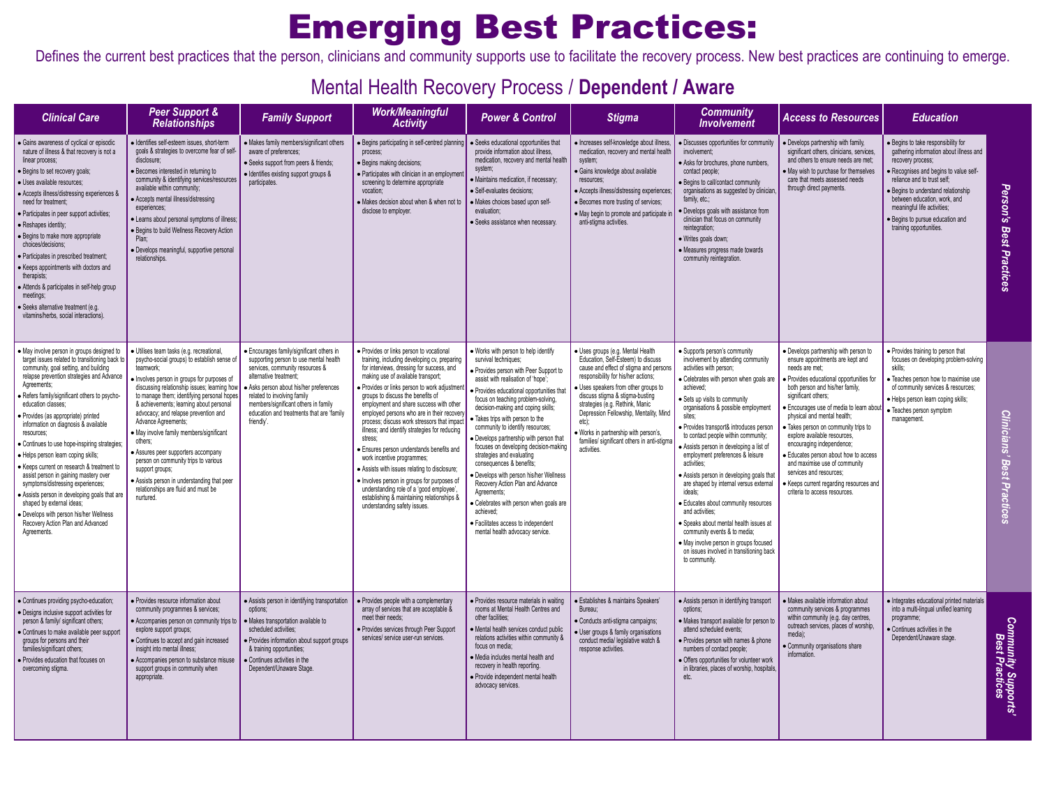# Emerging Best Practices:

Defines the current best practices that the person, clinicians and community supports use to facilitate the recovery process. New best practices are continuing to emerge.

## Mental Health Recovery Process / **Dependent / Aware**

| | Clinical Care | Peer Support & Relationships | Family Support | Work/Meaningful Activity | Power & Control | Stigma | Community Involvement | Access to Resources | Education |
|---|---|---|---|---|---|---|---|---|---|
| **Person's Best Practices** | • Gains awareness of cyclical or episodic nature of illness & that recovery is not a linear process;<br>• Begins to set recovery goals;<br>• Uses available resources;<br>• Accepts illness/distressing experiences & need for treatment;<br>• Participates in peer support activities;<br>• Reshapes identity;<br>• Begins to make more appropriate choices/decisions;<br>• Participates in prescribed treatment;<br>• Keeps appointments with doctors and therapists;<br>• Attends & participates in self-help group meetings;<br>• Seeks alternative treatment (e.g. vitamins/herbs, social interactions). | • Identifies self-esteem issues, short-term goals & strategies to overcome fear of self-disclosure;<br>• Becomes interested in returning to community & identifying services/resources available within community;<br>• Accepts mental illness/distressing experiences;<br>• Learns about personal symptoms of illness;<br>• Begins to build Wellness Recovery Action Plan;<br>• Develops meaningful, supportive personal relationships. | • Makes family members/significant others aware of preferences;<br>• Seeks support from peers & friends;<br>• Identifies existing support groups & participates. | • Begins participating in self-centred planning process;<br>• Begins making decisions;<br>• Participates with clinician in an employment screening to determine appropriate vocation;<br>• Makes decision about when & when not to disclose to employer. | • Seeks educational opportunities that provide information about illness, medication, recovery and mental health system;<br>• Maintains medication, if necessary;<br>• Self-evaluates decisions;<br>• Makes choices based upon self-evaluation;<br>• Seeks assistance when necessary. | • Increases self-knowledge about illness, medication, recovery and mental health system;<br>• Gains knowledge about available resources;<br>• Accepts illness/distressing experiences;<br>• Becomes more trusting of services;<br>• May begin to promote and participate in anti-stigma activities. | • Discusses opportunities for community involvement;<br>• Asks for brochures, phone numbers, contact people;<br>• Begins to call/contact community organisations as suggested by clinician, family, etc.;<br>• Develops goals with assistance from clinician that focus on community reintegration;<br>• Writes goals down;<br>• Measures progress made towards community reintegration. | • Develops partnership with family, significant others, clinicians, services, and others to ensure needs are met;<br>• May wish to purchase for themselves care that meets assessed needs through direct payments. | • Begins to take responsibility for gathering information about illness and recovery process;<br>• Recognises and begins to value self-reliance and to trust self;<br>• Begins to understand relationship between education, work, and meaningful life activities;<br>• Begins to pursue education and training opportunities. |
| **Clinicians' Best Practices** | • May involve person in groups designed to target issues related to transitioning back to community, goal setting, and building relapse prevention strategies and Advance Agreements;<br>• Refers family/significant others to psycho-education classes;<br>• Provides (as appropriate) printed information on diagnosis & available resources;<br>• Continues to use hope-inspiring strategies;<br>• Helps person learn coping skills;<br>• Keeps current on research & treatment to assist person in gaining mastery over symptoms/distressing experiences;<br>• Assists person in developing goals that are shaped by external ideas;<br>• Develops with person his/her Wellness Recovery Action Plan and Advanced Agreements. | • Utilises team tasks (e.g. recreational, psycho-social groups) to establish sense of teamwork;<br>• Involves person in groups for purposes of discussing relationship issues; learning how to manage them; identifying personal hopes & achievements; learning about personal advocacy; and relapse prevention and Advance Agreements;<br>• May involve family members/significant others;<br>• Assures peer supporters accompany person on community trips to various support groups;<br>• Assists person in understanding that peer relationships are fluid and must be nurtured. | • Encourages family/significant others in supporting person to use mental health services, community resources & alternative treatment;<br>• Asks person about his/her preferences related to involving family members/significant others in family education and treatments that are 'family friendly'. | • Provides or links person to vocational training, including developing cv, preparing for interviews, dressing for success, and making use of available transport;<br>• Provides or links person to work adjustment groups to discuss the benefits of employment and share success with other employed persons who are in their recovery process; discuss work stressors that impact illness; and identify strategies for reducing stress;<br>• Ensures person understands benefits and work incentive programmes;<br>• Assists with issues relating to disclosure;<br>• Involves person in groups for purposes of understanding role of a 'good employee', establishing & maintaining relationships & understanding safety issues. | • Works with person to help identify survival techniques;<br>• Provides person with Peer Support to assist with realisation of 'hope';<br>• Provides educational opportunities that focus on teaching problem-solving, decision-making and coping skills;<br>• Takes trips with person to the community to identify resources;<br>• Develops partnership with person that focuses on developing decision-making strategies and evaluating consequences & benefits;<br>• Develops with person his/her Wellness Recovery Action Plan and Advance Agreements;<br>• Celebrates with person when goals are achieved;<br>• Facilitates access to independent mental health advocacy service. | • Uses groups (e.g. Mental Health Education, Self-Esteem) to discuss cause and effect of stigma and persons responsibility for his/her actions;<br>• Uses speakers from other groups to discuss stigma & stigma-busting strategies (e.g. Rethink, Manic Depression Fellowship, Mentality, Mind etc);<br>• Works in partnership with person's, families/ significant others in anti-stigma activities. | • Supports person's community involvement by attending community activities with person;<br>• Celebrates with person when goals are achieved;<br>• Sets up visits to community organisations & possible employment sites;<br>• Provides transport& introduces person to contact people within community;<br>• Assists person in developing a list of employment preferences & leisure activities;<br>• Assists person in developing goals that are shaped by internal versus external ideals;<br>• Educates about community resources and activities;<br>• Speaks about mental health issues at community events & to media;<br>• May involve person in groups focused on issues involved in transitioning back to community. | • Develops partnership with person to ensure appointments are kept and needs are met;<br>• Provides educational opportunities for both person and his/her family, significant others;<br>• Encourages use of media to learn about physical and mental health;<br>• Takes person on community trips to explore available resources, encouraging independence;<br>• Educates person about how to access and maximise use of community services and resources;<br>• Keeps current regarding resources and criteria to access resources. | • Provides training to person that focuses on developing problem-solving skills;<br>• Teaches person how to maximise use of community services & resources;<br>• Helps person learn coping skills;<br>• Teaches person symptom management. |
| **Community Supports' Best Practices** | • Continues providing psycho-education;<br>• Designs inclusive support activities for person & family/ significant others;<br>• Continues to make available peer support groups for persons and their families/significant others;<br>• Provides education that focuses on overcoming stigma. | • Provides resource information about community programmes & services;<br>• Accompanies person on community trips to explore support groups;<br>• Continues to accept and gain increased insight into mental illness;<br>• Accompanies person to substance misuse support groups in community when appropriate. | • Assists person in identifying transportation options;<br>• Makes transportation available to scheduled activities;<br>• Provides information about support groups & training opportunities;<br>• Continues activities in the Dependent/Unaware Stage. | • Provides people with a complementary array of services that are acceptable & meet their needs;<br>• Provides services through Peer Support services/ service user-run services. | • Provides resource materials in waiting rooms at Mental Health Centres and other facilities;<br>• Mental health services conduct public relations activities within community & focus on media;<br>• Media includes mental health and recovery in health reporting.<br>• Provide independent mental health advocacy services. | • Establishes & maintains Speakers' Bureau;<br>• Conducts anti-stigma campaigns;<br>• User groups & family organisations conduct media/ legislative watch & response activities. | • Assists person in identifying transport options;<br>• Makes transport available for person to attend scheduled events;<br>• Provides person with names & phone numbers of contact people;<br>• Offers opportunities for volunteer work in libraries, places of worship, hospitals, etc. | • Makes available information about community services & programmes within community (e.g. day centres, outreach services, places of worship, media);<br>• Community organisations share information. | • Integrates educational printed materials into a multi-lingual unified learning programme;<br>• Continues activities in the Dependent/Unaware stage. |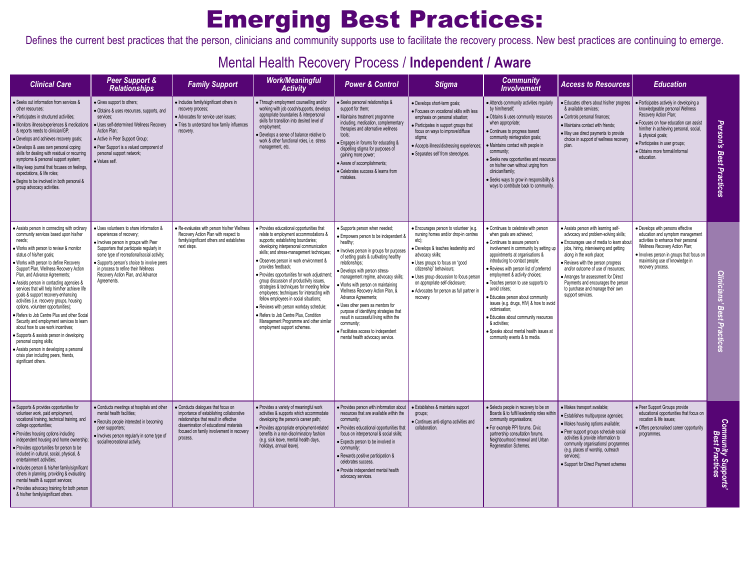# Emerging Best Practices:

Defines the current best practices that the person, clinicians and community supports use to facilitate the recovery process. New best practices are continuing to emerge.

## Mental Health Recovery Process / **Independent / Aware**

| | Clinical Care | Peer Support & Relationships | Family Support | Work/Meaningful Activity | Power & Control | Stigma | Community Involvement | Access to Resources | Education |
|---|---|---|---|---|---|---|---|---|---|
| **Person's Best Practices** | • Seeks out information from services & other resources;<br>• Participates in structured activities;<br>• Monitors illness/experiences & medications & reports needs to clinician/GP;<br>• Develops and achieves recovery goals;<br>• Develops & uses own personal coping skills for dealing with residual or recurring symptoms & personal support system;<br>• May keep journal that focuses on feelings, expectations, & life roles;<br>• Begins to be involved in both personal & group advocacy activities. | • Gives support to others;<br>• Obtains & uses resources, supports, and services;<br>• Uses self-determined Wellness Recovery Action Plan;<br>• Active in Peer Support Group;<br>• Peer Support is a valued component of personal support network;<br>• Values self. | • Includes family/significant others in recovery process;<br>• Advocates for service user issues;<br>• Tries to understand how family influences recovery. | • Through employment counselling and/or working with job coach/supports, develops appropriate boundaries & interpersonal skills for transition into desired level of employment;<br>• Develops a sense of balance relative to work & other functional roles, i.e. stress management, etc. | • Seeks personal relationships & support for them;<br>• Maintains treatment programme including, medication, complementary therapies and alternative wellness tools;<br>• Engages in forums for educating & dispelling stigma for purposes of gaining more power;<br>• Aware of accomplishments;<br>• Celebrates success & learns from mistakes. | • Develops short-term goals;<br>• Focuses on vocational skills with less emphasis on personal situation;<br>• Participates in support groups that focus on ways to improve/diffuse stigma;<br>• Accepts illness/distressing experiences;<br>• Separates self from stereotypes. | • Attends community activities regularly by him/herself;<br>• Obtains & uses community resources when appropriate;<br>• Continues to progress toward community reintegration goals;<br>• Maintains contact with people in community;<br>• Seeks new opportunities and resources on his/her own without urging from clinician/family;<br>• Seeks ways to grow in responsibility & ways to contribute back to community. | • Educates others about his/her progress & available services;<br>• Controls personal finances;<br>• Maintains contact with friends;<br>• May use direct payments to provide choice in support of wellness recovery plan. | • Participates actively in developing a knowledgeable personal Wellness Recovery Action Plan;<br>• Focuses on how education can assist him/her in achieving personal, social, & physical goals;<br>• Participates in user groups;<br>• Obtains more formal/informal education. |
| **Clinicians' Best Practices** | • Assists person in connecting with ordinary community services based upon his/her needs;<br>• Works with person to review & monitor status of his/her goals;<br>• Works with person to define Recovery Support Plan, Wellness Recovery Action Plan, and Advance Agreements;<br>• Assists person in contacting agencies & services that will help him/her achieve life goals & support recovery-enhancing activities (i.e. recovery groups, housing options, volunteer opportunities);<br>• Refers to Job Centre Plus and other Social Security and employment services to learn about how to use work incentives;<br>• Supports & assists person in developing personal coping skills;<br>• Assists person in developing a personal crisis plan including peers, friends, significant others. | • Uses volunteers to share information & experiences of recovery;<br>• Involves person in groups with Peer Supporters that participate regularly in some type of recreational/social activity;<br>• Supports person's choice to involve peers in process to refine their Wellness Recovery Action Plan, and Advance Agreements. | • Re-evaluates with person his/her Wellness Recovery Action Plan with respect to family/significant others and establishes next steps. | • Provides educational opportunities that relate to employment accommodations & supports; establishing boundaries; developing interpersonal communication skills; and stress-management techniques;<br>• Observes person in work environment & provides feedback;<br>• Provides opportunities for work adjustment; group discussion of productivity issues, strategies & techniques for meeting fellow employees; techniques for interacting with fellow employees in social situations;<br>• Reviews with person workday schedule;<br>• Refers to Job Centre Plus, Condition Management Programme and other similar employment support schemes. | • Supports person when needed;<br>• Empowers person to be independent & healthy;<br>• Involves person in groups for purposes of setting goals & cultivating healthy relationships;<br>• Develops with person stress-management regime, advocacy skills;<br>• Works with person on maintaining Wellness Recovery Action Plan, & Advance Agreements;<br>• Uses other peers as mentors for purpose of identifying strategies that result in successful living within the community;<br>• Facilitates access to independent mental health advocacy service. | • Encourages person to volunteer (e.g. nursing homes and/or drop-in centres etc);<br>• Develops & teaches leadership and advocacy skills;<br>• Uses groups to focus on "good citizenship" behaviours;<br>• Uses group discussion to focus person on appropriate self-disclosure;<br>• Advocates for person as full partner in recovery. | • Continues to celebrate with person when goals are achieved;<br>• Continues to assure person's involvement in community by setting up appointments at organisations & introducing to contact people;<br>• Reviews with person list of preferred employment & activity choices;<br>• Teaches person to use supports to avoid crises;<br>• Educates person about community issues (e.g. drugs, HIV) & how to avoid victimisation;<br>• Educates about community resources & activities;<br>• Speaks about mental health issues at community events & to media. | • Assists person with learning self-advocacy and problem-solving skills;<br>• Encourages use of media to learn about jobs, hiring, interviewing and getting along in the work place;<br>• Reviews with the person progress and/or outcome of use of resources;<br>• Arranges for assessment for Direct Payments and encourages the person to purchase and manage their own support services. | • Develops with persons effective education and symptom management activities to enhance their personal Wellness Recovery Action Plan;<br>• Involves person in groups that focus on maximising use of knowledge in recovery process. |
| **Community Supports' Best Practices** | • Supports & provides opportunities for volunteer work, paid employment, vocational training, technical training, and college opportunities;<br>• Provides housing options including independent housing and home ownership;<br>• Provides opportunities for person to be included in cultural, social, physical, & entertainment activities;<br>• Includes person & his/her family/significant others in planning, providing & evaluating mental health & support services;<br>• Provides advocacy training for both person & his/her family/significant others. | • Conducts meetings at hospitals and other mental health facilities;<br>• Recruits people interested in becoming peer supporters;<br>• Involves person regularly in some type of social/recreational activity. | • Conducts dialogues that focus on importance of establishing collaborative relationships that result in effective dissemination of educational materials focused on family involvement in recovery process. | • Provides a variety of meaningful work activities & supports which accommodate developing the person's career path;<br>• Provides appropriate employment-related benefits in a non-discriminatory fashion (e.g. sick leave, mental health days, holidays, annual leave). | • Provides person with information about resources that are available within the community;<br>• Provides educational opportunities that focus on interpersonal & social skills;<br>• Expects person to be involved in community;<br>• Rewards positive participation & celebrates success.<br>• Provide independent mental health advocacy services. | • Establishes & maintains support groups;<br>• Continues anti-stigma activities and collaboration. | • Selects people in recovery to be on Boards & to fulfil leadership roles within community organisations;<br>• For example PPI forums. Civic partnership consultation forums. Neighbourhood renewal and Urban Regeneration Schemes. | • Makes transport available;<br>• Establishes multipurpose agencies;<br>• Makes housing options available;<br>• Peer support groups schedule social activities & provide information to community organisations/ programmes (e.g. places of worship, outreach services);<br>• Support for Direct Payment schemes | • Peer Support Groups provide educational opportunities that focus on vocation & life issues;<br>• Offers personalised career opportunity programmes. |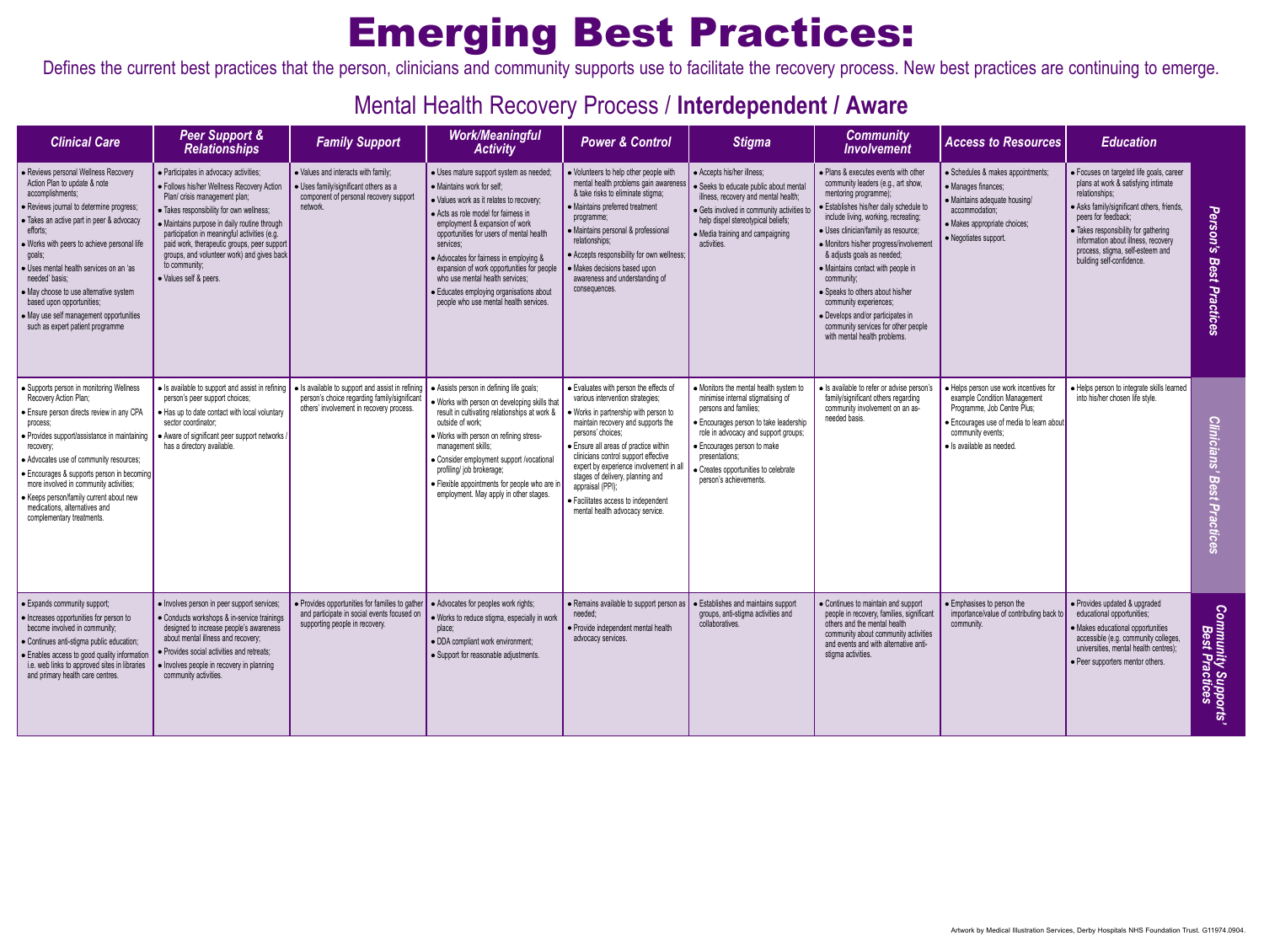# Emerging Best Practices:

Defines the current best practices that the person, clinicians and community supports use to facilitate the recovery process. New best practices are continuing to emerge.

## Mental Health Recovery Process / **Interdependent / Aware**

| Clinical Care | Peer Support & Relationships | Family Support | Work/Meaningful Activity | Power & Control | Stigma | Community Involvement | Access to Resources | Education | |
|---|---|---|---|---|---|---|---|---|---|
| • Reviews personal Wellness Recovery Action Plan to update & note accomplishments;<br>• Reviews journal to determine progress;<br>• Takes an active part in peer & advocacy efforts;<br>• Works with peers to achieve personal life goals;<br>• Uses mental health services on an 'as needed' basis;<br>• May choose to use alternative system based upon opportunities;<br>• May use self management opportunities such as expert patient programme | • Participates in advocacy activities;<br>• Follows his/her Wellness Recovery Action Plan/ crisis management plan;<br>• Takes responsibility for own wellness;<br>• Maintains purpose in daily routine through participation in meaningful activities (e.g. paid work, therapeutic groups, peer support groups, and volunteer work) and gives back to community;<br>• Values self & peers. | • Values and interacts with family;<br>• Uses family/significant others as a component of personal recovery support network. | • Uses mature support system as needed;<br>• Maintains work for self;<br>• Values work as it relates to recovery;<br>• Acts as role model for fairness in employment & expansion of work opportunities for users of mental health services;<br>• Advocates for fairness in employing & expansion of work opportunities for people who use mental health services;<br>• Educates employing organisations about people who use mental health services. | • Volunteers to help other people with mental health problems gain awareness & take risks to eliminate stigma;<br>• Maintains preferred treatment programme;<br>• Maintains personal & professional relationships;<br>• Accepts responsibility for own wellness;<br>• Makes decisions based upon awareness and understanding of consequences. | • Accepts his/her illness;<br>• Seeks to educate public about mental illness, recovery and mental health;<br>• Gets involved in community activities to help dispel stereotypical beliefs;<br>• Media training and campaigning activities. | • Plans & executes events with other community leaders (e.g., art show, mentoring programme);<br>• Establishes his/her daily schedule to include living, working, recreating;<br>• Uses clinician/family as resource;<br>• Monitors his/her progress/involvement & adjusts goals as needed;<br>• Maintains contact with people in community;<br>• Speaks to others about his/her community experiences;<br>• Develops and/or participates in community services for other people with mental health problems. | • Schedules & makes appointments;<br>• Manages finances;<br>• Maintains adequate housing/ accommodation;<br>• Makes appropriate choices;<br>• Negotiates support. | • Focuses on targeted life goals, career plans at work & satisfying intimate relationships;<br>• Asks family/significant others, friends, peers for feedback;<br>• Takes responsibility for gathering information about illness, recovery process, stigma, self-esteem and building self-confidence. | **Person's Best Practices** |
| • Supports person in monitoring Wellness Recovery Action Plan;<br>• Ensure person directs review in any CPA process;<br>• Provides support/assistance in maintaining recovery;<br>• Advocates use of community resources;<br>• Encourages & supports person in becoming more involved in community activities;<br>• Keeps person/family current about new medications, alternatives and complementary treatments. | • Is available to support and assist in refining person's peer support choices;<br>• Has up to date contact with local voluntary sector coordinator;<br>• Aware of significant peer support networks / has a directory available. | • Is available to support and assist in refining person's choice regarding family/significant others' involvement in recovery process. | • Assists person in defining life goals;<br>• Works with person on developing skills that result in cultivating relationships at work & outside of work;<br>• Works with person on refining stress-management skills;<br>• Consider employment support /vocational profiling/ job brokerage;<br>• Flexible appointments for people who are in employment. May apply in other stages. | • Evaluates with person the effects of various intervention strategies;<br>• Works in partnership with person to maintain recovery and supports the persons' choices;<br>• Ensure all areas of practice within clinicians control support effective expert by experience involvement in all stages of delivery, planning and appraisal (PPI);<br>• Facilitates access to independent mental health advocacy service. | • Monitors the mental health system to minimise internal stigmatising of persons and families;<br>• Encourages person to take leadership role in advocacy and support groups;<br>• Encourages person to make presentations;<br>• Creates opportunities to celebrate person's achievements. | • Is available to refer or advise person's family/significant others regarding community involvement on an as-needed basis. | • Helps person use work incentives for example Condition Management Programme, Job Centre Plus;<br>• Encourages use of media to learn about community events;<br>• Is available as needed. | • Helps person to integrate skills learned into his/her chosen life style. | **Clinicians' Best Practices** |
| • Expands community support;<br>• Increases opportunities for person to become involved in community;<br>• Continues anti-stigma public education;<br>• Enables access to good quality information i.e. web links to approved sites in libraries and primary health care centres. | • Involves person in peer support services;<br>• Conducts workshops & in-service trainings designed to increase people's awareness about mental illness and recovery;<br>• Provides social activities and retreats;<br>• Involves people in recovery in planning community activities. | • Provides opportunities for families to gather and participate in social events focused on supporting people in recovery. | • Advocates for peoples work rights;<br>• Works to reduce stigma, especially in work place;<br>• DDA compliant work environment;<br>• Support for reasonable adjustments. | • Remains available to support person as needed;<br>• Provide independent mental health advocacy services. | • Establishes and maintains support groups, anti-stigma activities and collaboratives. | • Continues to maintain and support people in recovery, families, significant others and the mental health community about community activities and events and with alternative anti-stigma activities. | • Emphasises to person the importance/value of contributing back to community. | • Provides updated & upgraded educational opportunities;<br>• Makes educational opportunities accessible (e.g. community colleges, universities, mental health centres);<br>• Peer supporters mentor others. | **Community Supports' Best Practices** |

Artwork by Medical Illustration Services, Derby Hospitals NHS Foundation Trust. G11974.0904.